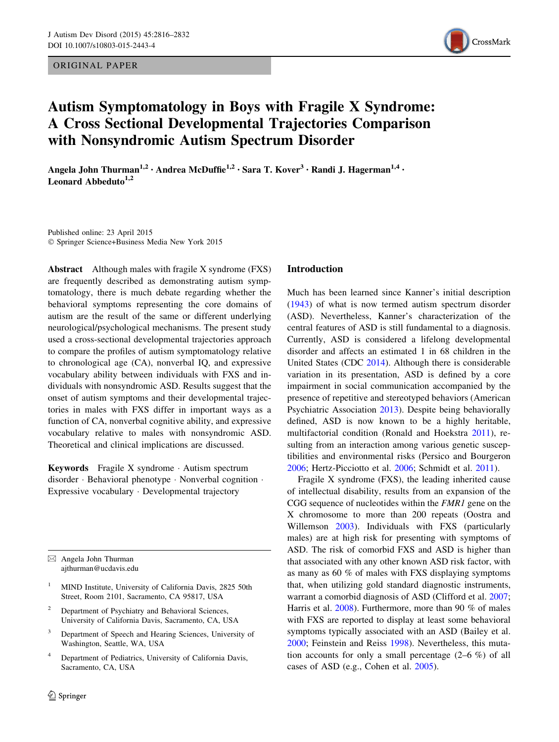ORIGINAL PAPER

# Autism Symptomatology in Boys with Fragile X Syndrome: A Cross Sectional Developmental Trajectories Comparison with Nonsyndromic Autism Spectrum Disorder

**Angela John Thurman[1,2] · Andrea McDuffie[1,2] · Sara T. Kover[3] · Randi J. Hagerman[1,4] · Leonard Abbeduto[1,2]**

Published online: 23 April 2015
© Springer Science+Business Media New York 2015

**Abstract** Although males with fragile X syndrome (FXS) are frequently described as demonstrating autism symptomatology, there is much debate regarding whether the behavioral symptoms representing the core domains of autism are the result of the same or different underlying neurological/psychological mechanisms. The present study used a cross-sectional developmental trajectories approach to compare the profiles of autism symptomatology relative to chronological age (CA), nonverbal IQ, and expressive vocabulary ability between individuals with FXS and individuals with nonsyndromic ASD. Results suggest that the onset of autism symptoms and their developmental trajectories in males with FXS differ in important ways as a function of CA, nonverbal cognitive ability, and expressive vocabulary relative to males with nonsyndromic ASD. Theoretical and clinical implications are discussed.

**Keywords** Fragile X syndrome · Autism spectrum disorder · Behavioral phenotype · Nonverbal cognition · Expressive vocabulary · Developmental trajectory

✉ Angela John Thurman
ajthurman@ucdavis.edu

[1] MIND Institute, University of California Davis, 2825 50th Street, Room 2101, Sacramento, CA 95817, USA

[2] Department of Psychiatry and Behavioral Sciences, University of California Davis, Sacramento, CA, USA

[3] Department of Speech and Hearing Sciences, University of Washington, Seattle, WA, USA

[4] Department of Pediatrics, University of California Davis, Sacramento, CA, USA

## Introduction

Much has been learned since Kanner's initial description (1943) of what is now termed autism spectrum disorder (ASD). Nevertheless, Kanner's characterization of the central features of ASD is still fundamental to a diagnosis. Currently, ASD is considered a lifelong developmental disorder and affects an estimated 1 in 68 children in the United States (CDC 2014). Although there is considerable variation in its presentation, ASD is defined by a core impairment in social communication accompanied by the presence of repetitive and stereotyped behaviors (American Psychiatric Association 2013). Despite being behaviorally defined, ASD is now known to be a highly heritable, multifactorial condition (Ronald and Hoekstra 2011), resulting from an interaction among various genetic susceptibilities and environmental risks (Persico and Bourgeron 2006; Hertz-Picciotto et al. 2006; Schmidt et al. 2011).

Fragile X syndrome (FXS), the leading inherited cause of intellectual disability, results from an expansion of the CGG sequence of nucleotides within the *FMR1* gene on the X chromosome to more than 200 repeats (Oostra and Willemson 2003). Individuals with FXS (particularly males) are at high risk for presenting with symptoms of ASD. The risk of comorbid FXS and ASD is higher than that associated with any other known ASD risk factor, with as many as 60 % of males with FXS displaying symptoms that, when utilizing gold standard diagnostic instruments, warrant a comorbid diagnosis of ASD (Clifford et al. 2007; Harris et al. 2008). Furthermore, more than 90 % of males with FXS are reported to display at least some behavioral symptoms typically associated with an ASD (Bailey et al. 2000; Feinstein and Reiss 1998). Nevertheless, this mutation accounts for only a small percentage (2–6 %) of all cases of ASD (e.g., Cohen et al. 2005).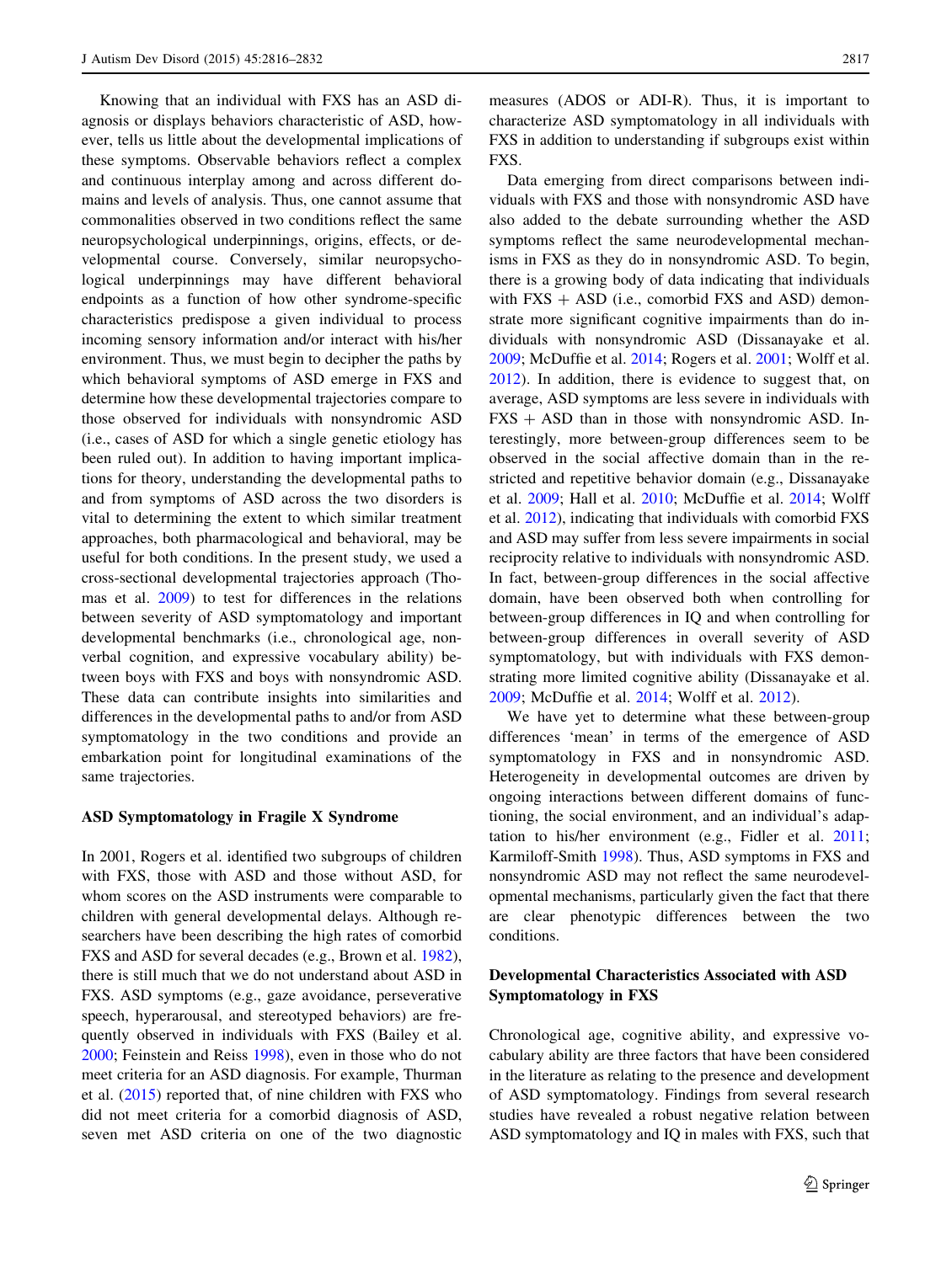Knowing that an individual with FXS has an ASD diagnosis or displays behaviors characteristic of ASD, however, tells us little about the developmental implications of these symptoms. Observable behaviors reflect a complex and continuous interplay among and across different domains and levels of analysis. Thus, one cannot assume that commonalities observed in two conditions reflect the same neuropsychological underpinnings, origins, effects, or developmental course. Conversely, similar neuropsychological underpinnings may have different behavioral endpoints as a function of how other syndrome-specific characteristics predispose a given individual to process incoming sensory information and/or interact with his/her environment. Thus, we must begin to decipher the paths by which behavioral symptoms of ASD emerge in FXS and determine how these developmental trajectories compare to those observed for individuals with nonsyndromic ASD (i.e., cases of ASD for which a single genetic etiology has been ruled out). In addition to having important implications for theory, understanding the developmental paths to and from symptoms of ASD across the two disorders is vital to determining the extent to which similar treatment approaches, both pharmacological and behavioral, may be useful for both conditions. In the present study, we used a cross-sectional developmental trajectories approach (Thomas et al. 2009) to test for differences in the relations between severity of ASD symptomatology and important developmental benchmarks (i.e., chronological age, nonverbal cognition, and expressive vocabulary ability) between boys with FXS and boys with nonsyndromic ASD. These data can contribute insights into similarities and differences in the developmental paths to and/or from ASD symptomatology in the two conditions and provide an embarkation point for longitudinal examinations of the same trajectories.

## ASD Symptomatology in Fragile X Syndrome

In 2001, Rogers et al. identified two subgroups of children with FXS, those with ASD and those without ASD, for whom scores on the ASD instruments were comparable to children with general developmental delays. Although researchers have been describing the high rates of comorbid FXS and ASD for several decades (e.g., Brown et al. 1982), there is still much that we do not understand about ASD in FXS. ASD symptoms (e.g., gaze avoidance, perseverative speech, hyperarousal, and stereotyped behaviors) are frequently observed in individuals with FXS (Bailey et al. 2000; Feinstein and Reiss 1998), even in those who do not meet criteria for an ASD diagnosis. For example, Thurman et al. (2015) reported that, of nine children with FXS who did not meet criteria for a comorbid diagnosis of ASD, seven met ASD criteria on one of the two diagnostic measures (ADOS or ADI-R). Thus, it is important to characterize ASD symptomatology in all individuals with FXS in addition to understanding if subgroups exist within FXS.

Data emerging from direct comparisons between individuals with FXS and those with nonsyndromic ASD have also added to the debate surrounding whether the ASD symptoms reflect the same neurodevelopmental mechanisms in FXS as they do in nonsyndromic ASD. To begin, there is a growing body of data indicating that individuals with FXS + ASD (i.e., comorbid FXS and ASD) demonstrate more significant cognitive impairments than do individuals with nonsyndromic ASD (Dissanayake et al. 2009; McDuffie et al. 2014; Rogers et al. 2001; Wolff et al. 2012). In addition, there is evidence to suggest that, on average, ASD symptoms are less severe in individuals with FXS + ASD than in those with nonsyndromic ASD. Interestingly, more between-group differences seem to be observed in the social affective domain than in the restricted and repetitive behavior domain (e.g., Dissanayake et al. 2009; Hall et al. 2010; McDuffie et al. 2014; Wolff et al. 2012), indicating that individuals with comorbid FXS and ASD may suffer from less severe impairments in social reciprocity relative to individuals with nonsyndromic ASD. In fact, between-group differences in the social affective domain, have been observed both when controlling for between-group differences in IQ and when controlling for between-group differences in overall severity of ASD symptomatology, but with individuals with FXS demonstrating more limited cognitive ability (Dissanayake et al. 2009; McDuffie et al. 2014; Wolff et al. 2012).

We have yet to determine what these between-group differences 'mean' in terms of the emergence of ASD symptomatology in FXS and in nonsyndromic ASD. Heterogeneity in developmental outcomes are driven by ongoing interactions between different domains of functioning, the social environment, and an individual's adaptation to his/her environment (e.g., Fidler et al. 2011; Karmiloff-Smith 1998). Thus, ASD symptoms in FXS and nonsyndromic ASD may not reflect the same neurodevelopmental mechanisms, particularly given the fact that there are clear phenotypic differences between the two conditions.

## Developmental Characteristics Associated with ASD Symptomatology in FXS

Chronological age, cognitive ability, and expressive vocabulary ability are three factors that have been considered in the literature as relating to the presence and development of ASD symptomatology. Findings from several research studies have revealed a robust negative relation between ASD symptomatology and IQ in males with FXS, such that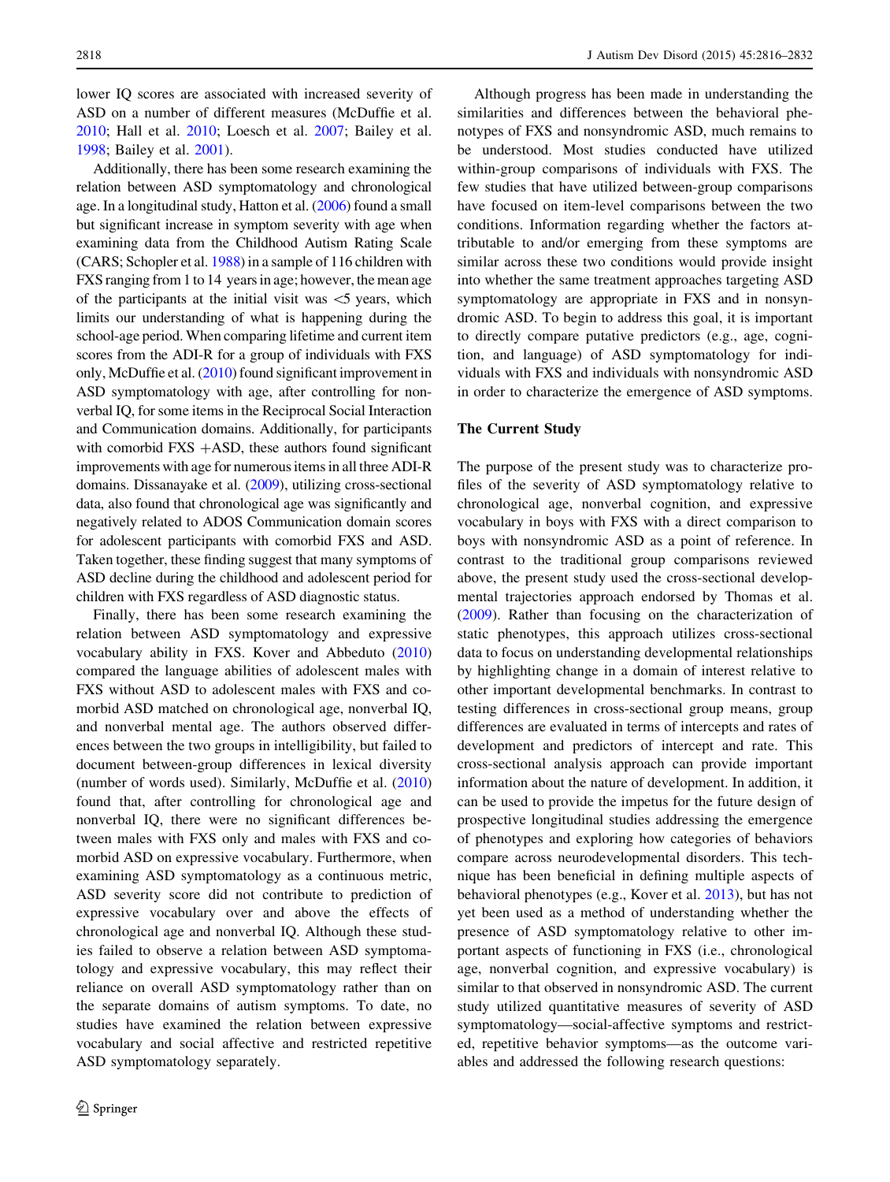lower IQ scores are associated with increased severity of ASD on a number of different measures (McDuffie et al. 2010; Hall et al. 2010; Loesch et al. 2007; Bailey et al. 1998; Bailey et al. 2001).

Additionally, there has been some research examining the relation between ASD symptomatology and chronological age. In a longitudinal study, Hatton et al. (2006) found a small but significant increase in symptom severity with age when examining data from the Childhood Autism Rating Scale (CARS; Schopler et al. 1988) in a sample of 116 children with FXS ranging from 1 to 14 years in age; however, the mean age of the participants at the initial visit was <5 years, which limits our understanding of what is happening during the school-age period. When comparing lifetime and current item scores from the ADI-R for a group of individuals with FXS only, McDuffie et al. (2010) found significant improvement in ASD symptomatology with age, after controlling for nonverbal IQ, for some items in the Reciprocal Social Interaction and Communication domains. Additionally, for participants with comorbid FXS +ASD, these authors found significant improvements with age for numerous items in all three ADI-R domains. Dissanayake et al. (2009), utilizing cross-sectional data, also found that chronological age was significantly and negatively related to ADOS Communication domain scores for adolescent participants with comorbid FXS and ASD. Taken together, these finding suggest that many symptoms of ASD decline during the childhood and adolescent period for children with FXS regardless of ASD diagnostic status.

Finally, there has been some research examining the relation between ASD symptomatology and expressive vocabulary ability in FXS. Kover and Abbeduto (2010) compared the language abilities of adolescent males with FXS without ASD to adolescent males with FXS and comorbid ASD matched on chronological age, nonverbal IQ, and nonverbal mental age. The authors observed differences between the two groups in intelligibility, but failed to document between-group differences in lexical diversity (number of words used). Similarly, McDuffie et al. (2010) found that, after controlling for chronological age and nonverbal IQ, there were no significant differences between males with FXS only and males with FXS and comorbid ASD on expressive vocabulary. Furthermore, when examining ASD symptomatology as a continuous metric, ASD severity score did not contribute to prediction of expressive vocabulary over and above the effects of chronological age and nonverbal IQ. Although these studies failed to observe a relation between ASD symptomatology and expressive vocabulary, this may reflect their reliance on overall ASD symptomatology rather than on the separate domains of autism symptoms. To date, no studies have examined the relation between expressive vocabulary and social affective and restricted repetitive ASD symptomatology separately.

Although progress has been made in understanding the similarities and differences between the behavioral phenotypes of FXS and nonsyndromic ASD, much remains to be understood. Most studies conducted have utilized within-group comparisons of individuals with FXS. The few studies that have utilized between-group comparisons have focused on item-level comparisons between the two conditions. Information regarding whether the factors attributable to and/or emerging from these symptoms are similar across these two conditions would provide insight into whether the same treatment approaches targeting ASD symptomatology are appropriate in FXS and in nonsyndromic ASD. To begin to address this goal, it is important to directly compare putative predictors (e.g., age, cognition, and language) of ASD symptomatology for individuals with FXS and individuals with nonsyndromic ASD in order to characterize the emergence of ASD symptoms.

## The Current Study

The purpose of the present study was to characterize profiles of the severity of ASD symptomatology relative to chronological age, nonverbal cognition, and expressive vocabulary in boys with FXS with a direct comparison to boys with nonsyndromic ASD as a point of reference. In contrast to the traditional group comparisons reviewed above, the present study used the cross-sectional developmental trajectories approach endorsed by Thomas et al. (2009). Rather than focusing on the characterization of static phenotypes, this approach utilizes cross-sectional data to focus on understanding developmental relationships by highlighting change in a domain of interest relative to other important developmental benchmarks. In contrast to testing differences in cross-sectional group means, group differences are evaluated in terms of intercepts and rates of development and predictors of intercept and rate. This cross-sectional analysis approach can provide important information about the nature of development. In addition, it can be used to provide the impetus for the future design of prospective longitudinal studies addressing the emergence of phenotypes and exploring how categories of behaviors compare across neurodevelopmental disorders. This technique has been beneficial in defining multiple aspects of behavioral phenotypes (e.g., Kover et al. 2013), but has not yet been used as a method of understanding whether the presence of ASD symptomatology relative to other important aspects of functioning in FXS (i.e., chronological age, nonverbal cognition, and expressive vocabulary) is similar to that observed in nonsyndromic ASD. The current study utilized quantitative measures of severity of ASD symptomatology—social-affective symptoms and restricted, repetitive behavior symptoms—as the outcome variables and addressed the following research questions: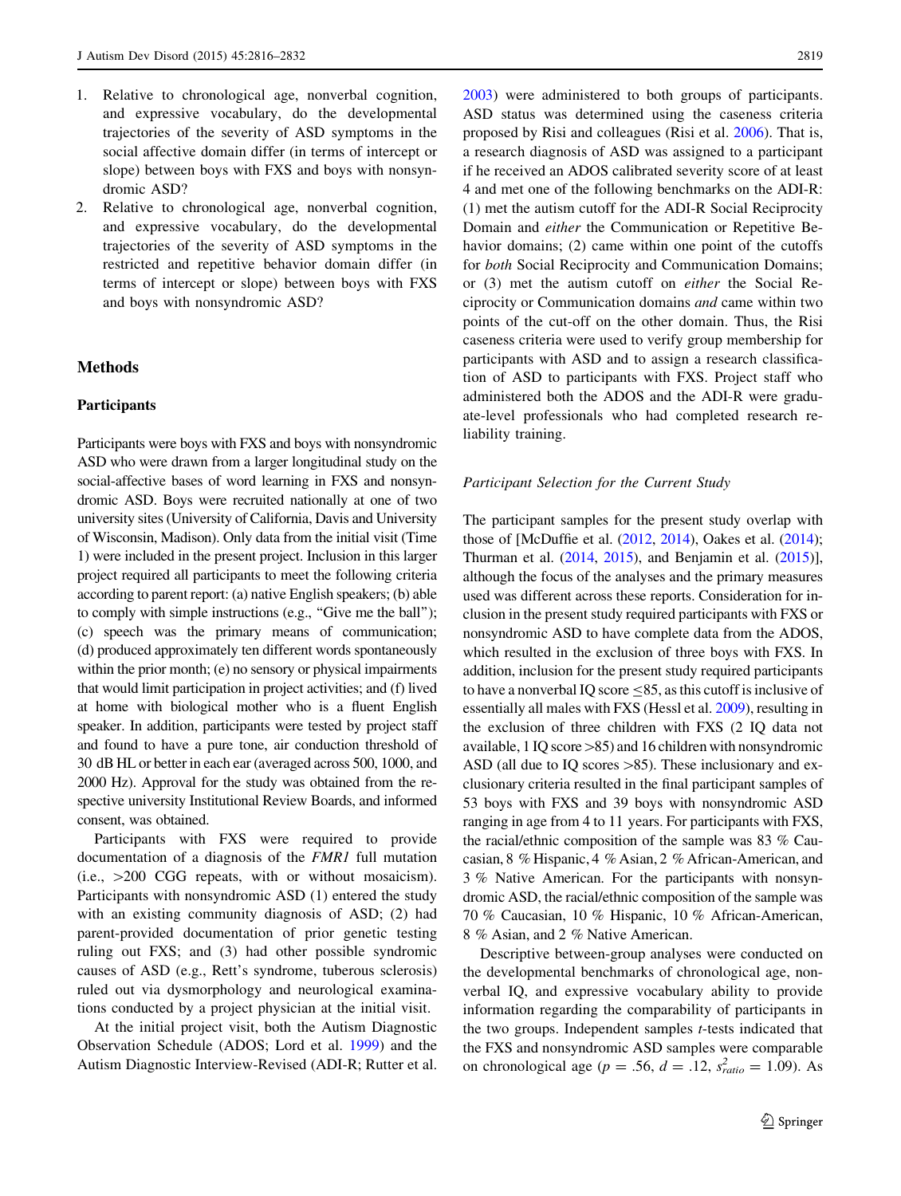1. Relative to chronological age, nonverbal cognition, and expressive vocabulary, do the developmental trajectories of the severity of ASD symptoms in the social affective domain differ (in terms of intercept or slope) between boys with FXS and boys with nonsyndromic ASD?
2. Relative to chronological age, nonverbal cognition, and expressive vocabulary, do the developmental trajectories of the severity of ASD symptoms in the restricted and repetitive behavior domain differ (in terms of intercept or slope) between boys with FXS and boys with nonsyndromic ASD?

## Methods

### Participants

Participants were boys with FXS and boys with nonsyndromic ASD who were drawn from a larger longitudinal study on the social-affective bases of word learning in FXS and nonsyndromic ASD. Boys were recruited nationally at one of two university sites (University of California, Davis and University of Wisconsin, Madison). Only data from the initial visit (Time 1) were included in the present project. Inclusion in this larger project required all participants to meet the following criteria according to parent report: (a) native English speakers; (b) able to comply with simple instructions (e.g., "Give me the ball"); (c) speech was the primary means of communication; (d) produced approximately ten different words spontaneously within the prior month; (e) no sensory or physical impairments that would limit participation in project activities; and (f) lived at home with biological mother who is a fluent English speaker. In addition, participants were tested by project staff and found to have a pure tone, air conduction threshold of 30 dB HL or better in each ear (averaged across 500, 1000, and 2000 Hz). Approval for the study was obtained from the respective university Institutional Review Boards, and informed consent, was obtained.

Participants with FXS were required to provide documentation of a diagnosis of the *FMR1* full mutation (i.e., >200 CGG repeats, with or without mosaicism). Participants with nonsyndromic ASD (1) entered the study with an existing community diagnosis of ASD; (2) had parent-provided documentation of prior genetic testing ruling out FXS; and (3) had other possible syndromic causes of ASD (e.g., Rett's syndrome, tuberous sclerosis) ruled out via dysmorphology and neurological examinations conducted by a project physician at the initial visit.

At the initial project visit, both the Autism Diagnostic Observation Schedule (ADOS; Lord et al. 1999) and the Autism Diagnostic Interview-Revised (ADI-R; Rutter et al. 2003) were administered to both groups of participants. ASD status was determined using the caseness criteria proposed by Risi and colleagues (Risi et al. 2006). That is, a research diagnosis of ASD was assigned to a participant if he received an ADOS calibrated severity score of at least 4 and met one of the following benchmarks on the ADI-R: (1) met the autism cutoff for the ADI-R Social Reciprocity Domain and *either* the Communication or Repetitive Behavior domains; (2) came within one point of the cutoffs for *both* Social Reciprocity and Communication Domains; or (3) met the autism cutoff on *either* the Social Reciprocity or Communication domains *and* came within two points of the cut-off on the other domain. Thus, the Risi caseness criteria were used to verify group membership for participants with ASD and to assign a research classification of ASD to participants with FXS. Project staff who administered both the ADOS and the ADI-R were graduate-level professionals who had completed research reliability training.

#### *Participant Selection for the Current Study*

The participant samples for the present study overlap with those of [McDuffie et al. (2012, 2014), Oakes et al. (2014); Thurman et al. (2014, 2015), and Benjamin et al. (2015)], although the focus of the analyses and the primary measures used was different across these reports. Consideration for inclusion in the present study required participants with FXS or nonsyndromic ASD to have complete data from the ADOS, which resulted in the exclusion of three boys with FXS. In addition, inclusion for the present study required participants to have a nonverbal IQ score ≤85, as this cutoff is inclusive of essentially all males with FXS (Hessl et al. 2009), resulting in the exclusion of three children with FXS (2 IQ data not available, 1 IQ score >85) and 16 children with nonsyndromic ASD (all due to IQ scores >85). These inclusionary and exclusionary criteria resulted in the final participant samples of 53 boys with FXS and 39 boys with nonsyndromic ASD ranging in age from 4 to 11 years. For participants with FXS, the racial/ethnic composition of the sample was 83 % Caucasian, 8 % Hispanic, 4 % Asian, 2 % African-American, and 3 % Native American. For the participants with nonsyndromic ASD, the racial/ethnic composition of the sample was 70 % Caucasian, 10 % Hispanic, 10 % African-American, 8 % Asian, and 2 % Native American.

Descriptive between-group analyses were conducted on the developmental benchmarks of chronological age, nonverbal IQ, and expressive vocabulary ability to provide information regarding the comparability of participants in the two groups. Independent samples *t*-tests indicated that the FXS and nonsyndromic ASD samples were comparable on chronological age ($p = .56$, $d = .12$, $s^2_{ratio} = 1.09$). As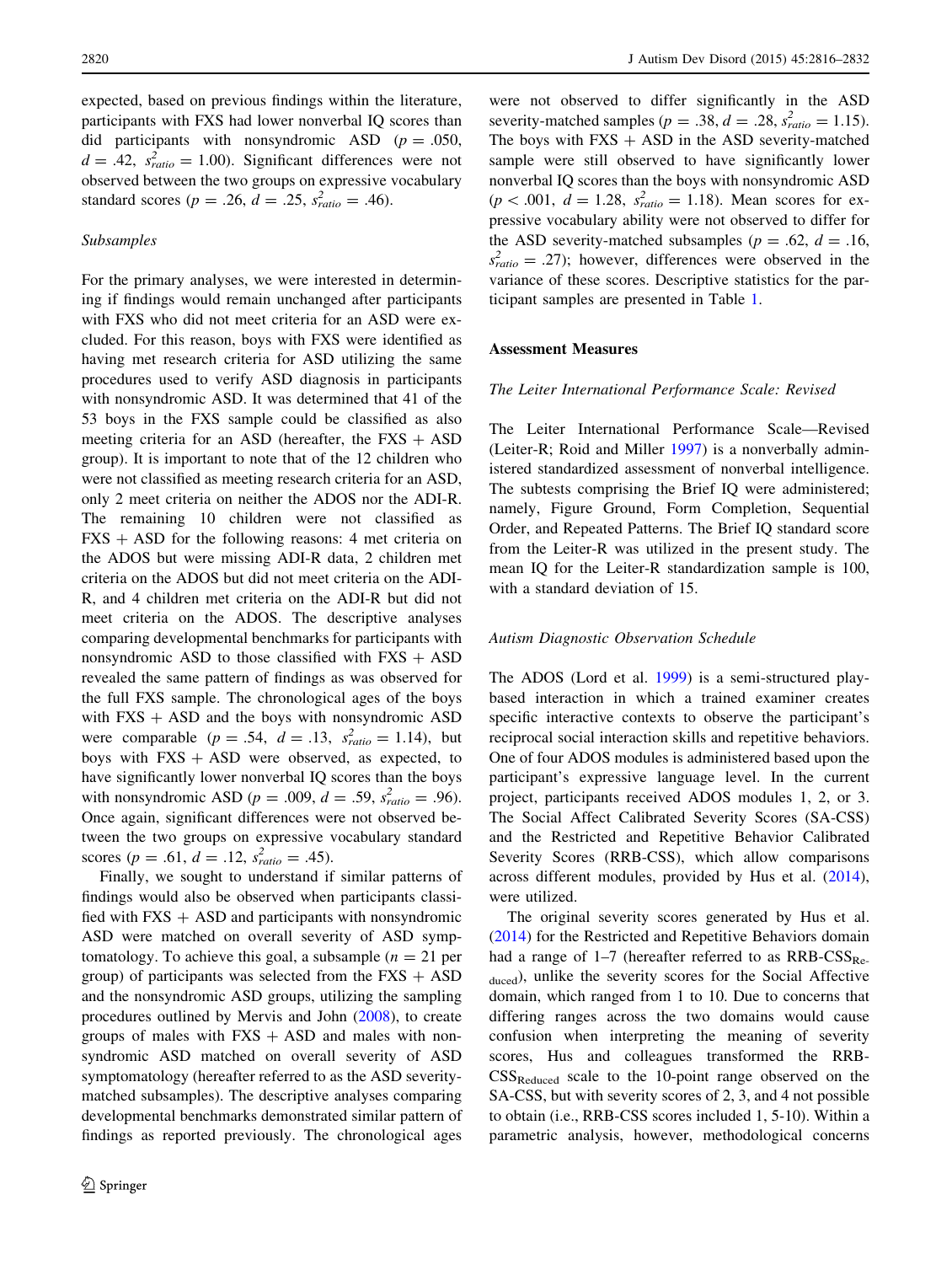expected, based on previous findings within the literature, participants with FXS had lower nonverbal IQ scores than did participants with nonsyndromic ASD ($p = .050$, $d = .42$, $s^2_{ratio} = 1.00$). Significant differences were not observed between the two groups on expressive vocabulary standard scores ($p = .26$, $d = .25$, $s^2_{ratio} = .46$).

### *Subsamples*

For the primary analyses, we were interested in determining if findings would remain unchanged after participants with FXS who did not meet criteria for an ASD were excluded. For this reason, boys with FXS were identified as having met research criteria for ASD utilizing the same procedures used to verify ASD diagnosis in participants with nonsyndromic ASD. It was determined that 41 of the 53 boys in the FXS sample could be classified as also meeting criteria for an ASD (hereafter, the FXS + ASD group). It is important to note that of the 12 children who were not classified as meeting research criteria for an ASD, only 2 meet criteria on neither the ADOS nor the ADI-R. The remaining 10 children were not classified as FXS + ASD for the following reasons: 4 met criteria on the ADOS but were missing ADI-R data, 2 children met criteria on the ADOS but did not meet criteria on the ADI-R, and 4 children met criteria on the ADI-R but did not meet criteria on the ADOS. The descriptive analyses comparing developmental benchmarks for participants with nonsyndromic ASD to those classified with FXS + ASD revealed the same pattern of findings as was observed for the full FXS sample. The chronological ages of the boys with FXS + ASD and the boys with nonsyndromic ASD were comparable ($p = .54$, $d = .13$, $s^2_{ratio} = 1.14$), but boys with FXS + ASD were observed, as expected, to have significantly lower nonverbal IQ scores than the boys with nonsyndromic ASD ($p = .009$, $d = .59$, $s^2_{ratio} = .96$). Once again, significant differences were not observed between the two groups on expressive vocabulary standard scores ($p = .61$, $d = .12$, $s^2_{ratio} = .45$).

Finally, we sought to understand if similar patterns of findings would also be observed when participants classified with FXS + ASD and participants with nonsyndromic ASD were matched on overall severity of ASD symptomatology. To achieve this goal, a subsample ($n = 21$ per group) of participants was selected from the FXS + ASD and the nonsyndromic ASD groups, utilizing the sampling procedures outlined by Mervis and John (2008), to create groups of males with FXS + ASD and males with nonsyndromic ASD matched on overall severity of ASD symptomatology (hereafter referred to as the ASD severity-matched subsamples). The descriptive analyses comparing developmental benchmarks demonstrated similar pattern of findings as reported previously. The chronological ages were not observed to differ significantly in the ASD severity-matched samples ($p = .38$, $d = .28$, $s^2_{ratio} = 1.15$). The boys with FXS + ASD in the ASD severity-matched sample were still observed to have significantly lower nonverbal IQ scores than the boys with nonsyndromic ASD ($p < .001$, $d = 1.28$, $s^2_{ratio} = 1.18$). Mean scores for expressive vocabulary ability were not observed to differ for the ASD severity-matched subsamples ($p = .62$, $d = .16$, $s^2_{ratio} = .27$); however, differences were observed in the variance of these scores. Descriptive statistics for the participant samples are presented in Table 1.

## Assessment Measures

### *The Leiter International Performance Scale: Revised*

The Leiter International Performance Scale—Revised (Leiter-R; Roid and Miller 1997) is a nonverbally administered standardized assessment of nonverbal intelligence. The subtests comprising the Brief IQ were administered; namely, Figure Ground, Form Completion, Sequential Order, and Repeated Patterns. The Brief IQ standard score from the Leiter-R was utilized in the present study. The mean IQ for the Leiter-R standardization sample is 100, with a standard deviation of 15.

### *Autism Diagnostic Observation Schedule*

The ADOS (Lord et al. 1999) is a semi-structured play-based interaction in which a trained examiner creates specific interactive contexts to observe the participant's reciprocal social interaction skills and repetitive behaviors. One of four ADOS modules is administered based upon the participant's expressive language level. In the current project, participants received ADOS modules 1, 2, or 3. The Social Affect Calibrated Severity Scores (SA-CSS) and the Restricted and Repetitive Behavior Calibrated Severity Scores (RRB-CSS), which allow comparisons across different modules, provided by Hus et al. (2014), were utilized.

The original severity scores generated by Hus et al. (2014) for the Restricted and Repetitive Behaviors domain had a range of 1–7 (hereafter referred to as RRB-$CSS_{Reduced}$), unlike the severity scores for the Social Affective domain, which ranged from 1 to 10. Due to concerns that differing ranges across the two domains would cause confusion when interpreting the meaning of severity scores, Hus and colleagues transformed the RRB-$CSS_{Reduced}$ scale to the 10-point range observed on the SA-CSS, but with severity scores of 2, 3, and 4 not possible to obtain (i.e., RRB-CSS scores included 1, 5-10). Within a parametric analysis, however, methodological concerns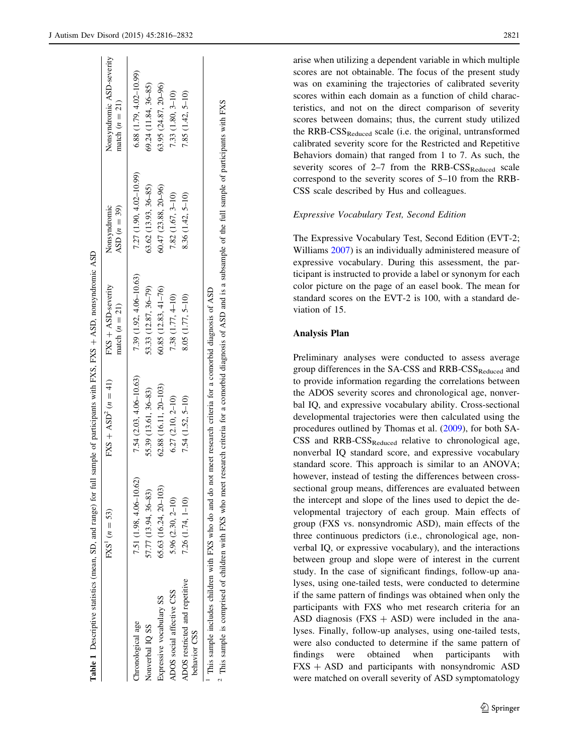**Table 1** Descriptive statistics (mean, SD, and range) for full sample of participants with FXS, FXS + ASD, nonsyndromic ASD

| | FXS[1] (n = 53) | FXS + ASD[2] (n = 41) | FXS + ASD-severity match (n = 21) | Nonsyndromic ASD (n = 39) | Nonsyndromic ASD-severity match (n = 21) |
|---|---|---|---|---|---|
| Chronological age | 7.51 (1.98, 4.06–10.62) | 7.54 (2.03, 4.06–10.63) | 7.39 (1.92, 4.06–10.63) | 7.27 (1.90, 4.02–10.99) | 6.88 (1.79, 4.02–10.99) |
| Nonverbal IQ SS | 57.77 (13.94, 36–83) | 55.39 (13.61, 36–83) | 53.33 (12.87, 36–79) | 63.62 (13.93, 36–85) | 69.24 (11.84, 36–85) |
| Expressive vocabulary SS | 65.63 (16.24, 20–103) | 62.88 (16.11, 20–103) | 60.85 (12.83, 41–76) | 60.47 (23.88, 20–96) | 63.95 (24.87, 20–96) |
| ADOS social affective CSS | 5.96 (2.30, 2–10) | 6.27 (2.10, 2–10) | 7.38 (1.77, 4–10) | 7.82 (1.67, 3–10) | 7.33 (1.80, 3–10) |
| ADOS restricted and repetitive behavior CSS | 7.26 (1.74, 1–10) | 7.54 (1.52, 5–10) | 8.05 (1.77, 5–10) | 8.36 (1.42, 5–10) | 7.85 (1.42, 5–10) |

[1] This sample includes children with FXS who do and do not meet research criteria for a comorbid diagnosis of ASD

[2] This sample is comprised of children with FXS who meet research criteria for a comorbid diagnosis of ASD and is a subsample of the full sample of participants with FXS

arise when utilizing a dependent variable in which multiple scores are not obtainable. The focus of the present study was on examining the trajectories of calibrated severity scores within each domain as a function of child characteristics, and not on the direct comparison of severity scores between domains; thus, the current study utilized the $\text{RRB-CSS}_{\text{Reduced}}$ scale (i.e. the original, untransformed calibrated severity score for the Restricted and Repetitive Behaviors domain) that ranged from 1 to 7. As such, the severity scores of 2–7 from the $\text{RRB-CSS}_{\text{Reduced}}$ scale correspond to the severity scores of 5–10 from the RRB-CSS scale described by Hus and colleagues.

*Expressive Vocabulary Test, Second Edition*

The Expressive Vocabulary Test, Second Edition (EVT-2; Williams 2007) is an individually administered measure of expressive vocabulary. During this assessment, the participant is instructed to provide a label or synonym for each color picture on the page of an easel book. The mean for standard scores on the EVT-2 is 100, with a standard deviation of 15.

### Analysis Plan

Preliminary analyses were conducted to assess average group differences in the SA-CSS and $\text{RRB-CSS}_{\text{Reduced}}$ and to provide information regarding the correlations between the ADOS severity scores and chronological age, nonverbal IQ, and expressive vocabulary ability. Cross-sectional developmental trajectories were then calculated using the procedures outlined by Thomas et al. (2009), for both SA-CSS and $\text{RRB-CSS}_{\text{Reduced}}$ relative to chronological age, nonverbal IQ standard score, and expressive vocabulary standard score. This approach is similar to an ANOVA; however, instead of testing the differences between cross-sectional group means, differences are evaluated between the intercept and slope of the lines used to depict the developmental trajectory of each group. Main effects of group (FXS vs. nonsyndromic ASD), main effects of the three continuous predictors (i.e., chronological age, nonverbal IQ, or expressive vocabulary), and the interactions between group and slope were of interest in the current study. In the case of significant findings, follow-up analyses, using one-tailed tests, were conducted to determine if the same pattern of findings was obtained when only the participants with FXS who met research criteria for an ASD diagnosis (FXS + ASD) were included in the analyses. Finally, follow-up analyses, using one-tailed tests, were also conducted to determine if the same pattern of findings were obtained when participants with FXS + ASD and participants with nonsyndromic ASD were matched on overall severity of ASD symptomatology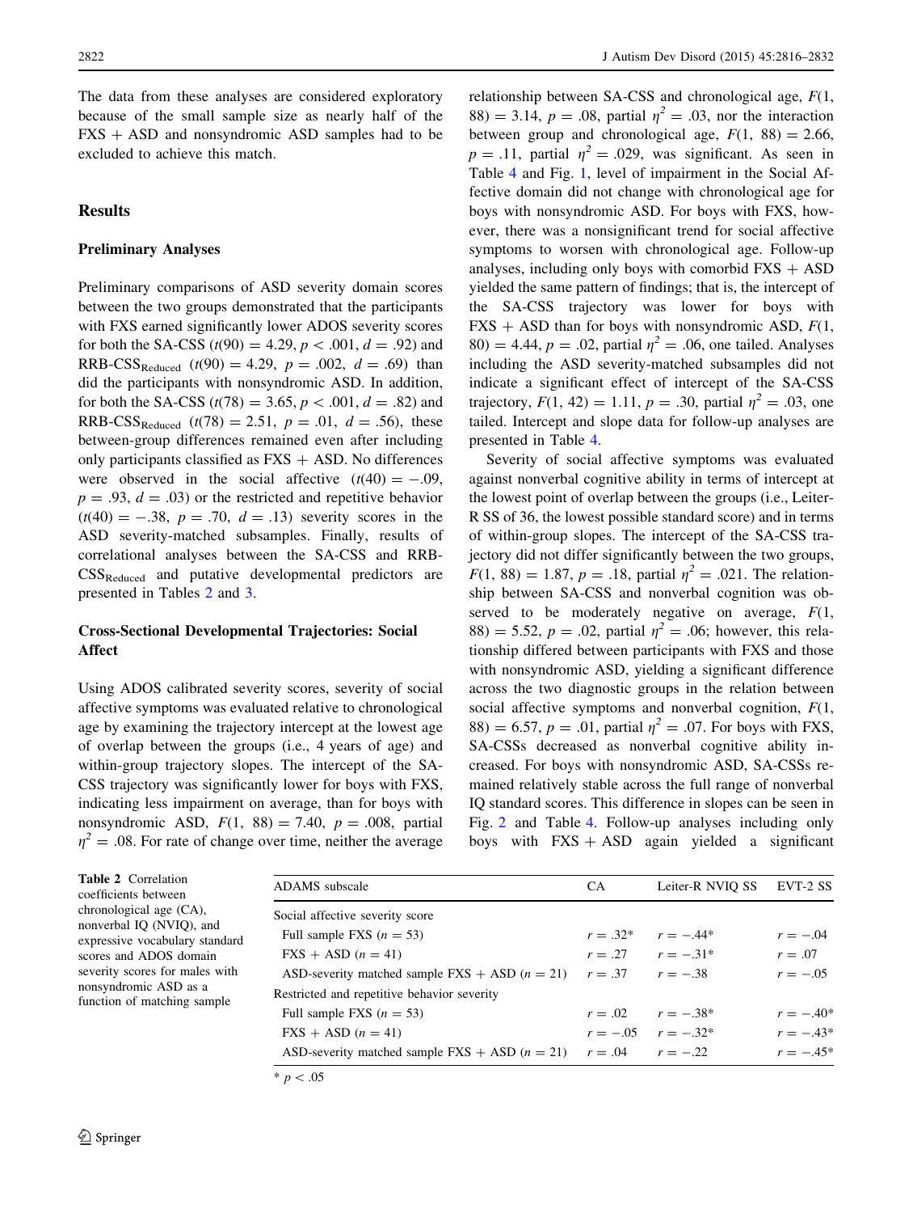The data from these analyses are considered exploratory because of the small sample size as nearly half of the FXS + ASD and nonsyndromic ASD samples had to be excluded to achieve this match.

## Results

### Preliminary Analyses

Preliminary comparisons of ASD severity domain scores between the two groups demonstrated that the participants with FXS earned significantly lower ADOS severity scores for both the SA-CSS ($t(90) = 4.29$, $p < .001$, $d = .92$) and $\text{RRB-CSS}_{\text{Reduced}}$ ($t(90) = 4.29$, $p = .002$, $d = .69$) than did the participants with nonsyndromic ASD. In addition, for both the SA-CSS ($t(78) = 3.65$, $p < .001$, $d = .82$) and $\text{RRB-CSS}_{\text{Reduced}}$ ($t(78) = 2.51$, $p = .01$, $d = .56$), these between-group differences remained even after including only participants classified as FXS + ASD. No differences were observed in the social affective ($t(40) = -.09$, $p = .93$, $d = .03$) or the restricted and repetitive behavior ($t(40) = -.38$, $p = .70$, $d = .13$) severity scores in the ASD severity-matched subsamples. Finally, results of correlational analyses between the SA-CSS and $\text{RRB-CSS}_{\text{Reduced}}$ and putative developmental predictors are presented in Tables 2 and 3.

### Cross-Sectional Developmental Trajectories: Social Affect

Using ADOS calibrated severity scores, severity of social affective symptoms was evaluated relative to chronological age by examining the trajectory intercept at the lowest age of overlap between the groups (i.e., 4 years of age) and within-group trajectory slopes. The intercept of the SA-CSS trajectory was significantly lower for boys with FXS, indicating less impairment on average, than for boys with nonsyndromic ASD, $F(1, 88) = 7.40$, $p = .008$, partial $\eta^2 = .08$. For rate of change over time, neither the average relationship between SA-CSS and chronological age, $F(1, 88) = 3.14$, $p = .08$, partial $\eta^2 = .03$, nor the interaction between group and chronological age, $F(1, 88) = 2.66$, $p = .11$, partial $\eta^2 = .029$, was significant. As seen in Table 4 and Fig. 1, level of impairment in the Social Affective domain did not change with chronological age for boys with nonsyndromic ASD. For boys with FXS, however, there was a nonsignificant trend for social affective symptoms to worsen with chronological age. Follow-up analyses, including only boys with comorbid FXS + ASD yielded the same pattern of findings; that is, the intercept of the SA-CSS trajectory was lower for boys with FXS + ASD than for boys with nonsyndromic ASD, $F(1, 80) = 4.44$, $p = .02$, partial $\eta^2 = .06$, one tailed. Analyses including the ASD severity-matched subsamples did not indicate a significant effect of intercept of the SA-CSS trajectory, $F(1, 42) = 1.11$, $p = .30$, partial $\eta^2 = .03$, one tailed. Intercept and slope data for follow-up analyses are presented in Table 4.

Severity of social affective symptoms was evaluated against nonverbal cognitive ability in terms of intercept at the lowest point of overlap between the groups (i.e., Leiter-R SS of 36, the lowest possible standard score) and in terms of within-group slopes. The intercept of the SA-CSS trajectory did not differ significantly between the two groups, $F(1, 88) = 1.87$, $p = .18$, partial $\eta^2 = .021$. The relationship between SA-CSS and nonverbal cognition was observed to be moderately negative on average, $F(1, 88) = 5.52$, $p = .02$, partial $\eta^2 = .06$; however, this relationship differed between participants with FXS and those with nonsyndromic ASD, yielding a significant difference across the two diagnostic groups in the relation between social affective symptoms and nonverbal cognition, $F(1, 88) = 6.57$, $p = .01$, partial $\eta^2 = .07$. For boys with FXS, SA-CSSs decreased as nonverbal cognitive ability increased. For boys with nonsyndromic ASD, SA-CSSs remained relatively stable across the full range of nonverbal IQ standard scores. This difference in slopes can be seen in Fig. 2 and Table 4. Follow-up analyses including only boys with FXS + ASD again yielded a significant

**Table 2** Correlation coefficients between chronological age (CA), nonverbal IQ (NVIQ), and expressive vocabulary standard scores and ADOS domain severity scores for males with nonsyndromic ASD as a function of matching sample

| ADAMS subscale | CA | Leiter-R NVIQ SS | EVT-2 SS |
|---|---|---|---|
| Social affective severity score | | | |
| Full sample FXS ($n = 53$) | $r = .32$* | $r = -.44$* | $r = -.04$ |
| FXS + ASD ($n = 41$) | $r = .27$ | $r = -.31$* | $r = .07$ |
| ASD-severity matched sample FXS + ASD ($n = 21$) | $r = .37$ | $r = -.38$ | $r = -.05$ |
| Restricted and repetitive behavior severity | | | |
| Full sample FXS ($n = 53$) | $r = .02$ | $r = -.38$* | $r = -.40$* |
| FXS + ASD ($n = 41$) | $r = -.05$ | $r = -.32$* | $r = -.43$* |
| ASD-severity matched sample FXS + ASD ($n = 21$) | $r = .04$ | $r = -.22$ | $r = -.45$* |

* $p < .05$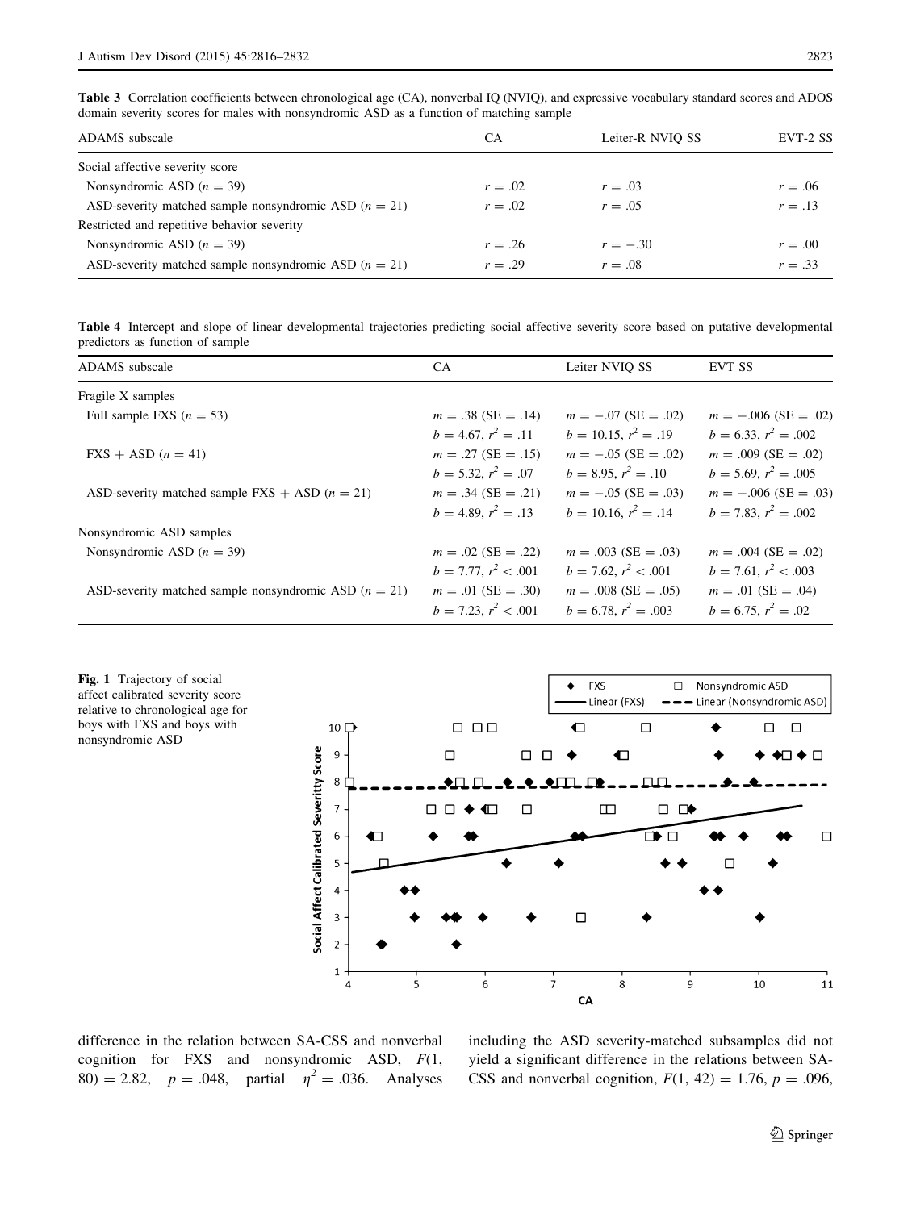**Table 3** Correlation coefficients between chronological age (CA), nonverbal IQ (NVIQ), and expressive vocabulary standard scores and ADOS domain severity scores for males with nonsyndromic ASD as a function of matching sample

| ADAMS subscale | CA | Leiter-R NVIQ SS | EVT-2 SS |
|---|---|---|---|
| Social affective severity score | | | |
| Nonsyndromic ASD ($n = 39$) | $r = .02$ | $r = .03$ | $r = .06$ |
| ASD-severity matched sample nonsyndromic ASD ($n = 21$) | $r = .02$ | $r = .05$ | $r = .13$ |
| Restricted and repetitive behavior severity | | | |
| Nonsyndromic ASD ($n = 39$) | $r = .26$ | $r = -.30$ | $r = .00$ |
| ASD-severity matched sample nonsyndromic ASD ($n = 21$) | $r = .29$ | $r = .08$ | $r = .33$ |

**Table 4** Intercept and slope of linear developmental trajectories predicting social affective severity score based on putative developmental predictors as function of sample

| ADAMS subscale | CA | Leiter NVIQ SS | EVT SS |
|---|---|---|---|
| Fragile X samples | | | |
| Full sample FXS ($n = 53$) | $m = .38$ (SE $= .14$) $b = 4.67$, $r^2 = .11$ | $m = -.07$ (SE $= .02$) $b = 10.15$, $r^2 = .19$ | $m = -.006$ (SE $= .02$) $b = 6.33$, $r^2 = .002$ |
| FXS + ASD ($n = 41$) | $m = .27$ (SE $= .15$) $b = 5.32$, $r^2 = .07$ | $m = -.05$ (SE $= .02$) $b = 8.95$, $r^2 = .10$ | $m = .009$ (SE $= .02$) $b = 5.69$, $r^2 = .005$ |
| ASD-severity matched sample FXS + ASD ($n = 21$) | $m = .34$ (SE $= .21$) $b = 4.89$, $r^2 = .13$ | $m = -.05$ (SE $= .03$) $b = 10.16$, $r^2 = .14$ | $m = -.006$ (SE $= .03$) $b = 7.83$, $r^2 = .002$ |
| Nonsyndromic ASD samples | | | |
| Nonsyndromic ASD ($n = 39$) | $m = .02$ (SE $= .22$) $b = 7.77$, $r^2 < .001$ | $m = .003$ (SE $= .03$) $b = 7.62$, $r^2 < .001$ | $m = .004$ (SE $= .02$) $b = 7.61$, $r^2 < .003$ |
| ASD-severity matched sample nonsyndromic ASD ($n = 21$) | $m = .01$ (SE $= .30$) $b = 7.23$, $r^2 < .001$ | $m = .008$ (SE $= .05$) $b = 6.78$, $r^2 = .003$ | $m = .01$ (SE $= .04$) $b = 6.75$, $r^2 = .02$ |

**Fig. 1** Trajectory of social affect calibrated severity score relative to chronological age for boys with FXS and boys with nonsyndromic ASD

difference in the relation between SA-CSS and nonverbal cognition for FXS and nonsyndromic ASD, $F(1, 80) = 2.82$, $p = .048$, partial $\eta^2 = .036$. Analyses including the ASD severity-matched subsamples did not yield a significant difference in the relations between SA-CSS and nonverbal cognition, $F(1, 42) = 1.76$, $p = .096$,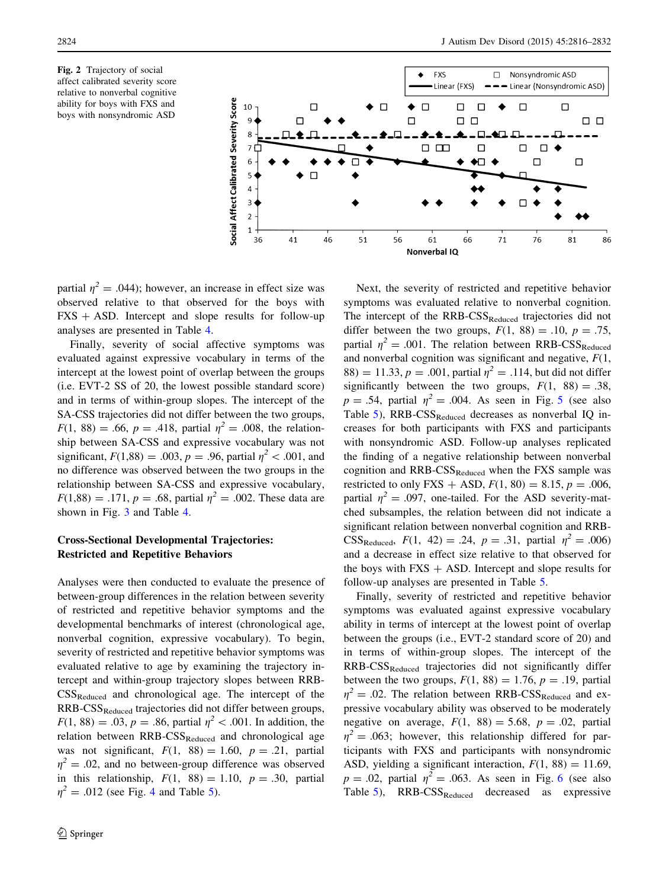**Fig. 2** Trajectory of social affect calibrated severity score relative to nonverbal cognitive ability for boys with FXS and boys with nonsyndromic ASD

partial $\eta^2$ = .044); however, an increase in effect size was observed relative to that observed for the boys with FXS + ASD. Intercept and slope results for follow-up analyses are presented in Table 4.

Finally, severity of social affective symptoms was evaluated against expressive vocabulary in terms of the intercept at the lowest point of overlap between the groups (i.e. EVT-2 SS of 20, the lowest possible standard score) and in terms of within-group slopes. The intercept of the SA-CSS trajectories did not differ between the two groups, $F(1, 88) = .66$, $p = .418$, partial $\eta^2 = .008$, the relationship between SA-CSS and expressive vocabulary was not significant, $F(1,88) = .003$, $p = .96$, partial $\eta^2 < .001$, and no difference was observed between the two groups in the relationship between SA-CSS and expressive vocabulary, $F(1,88) = .171$, $p = .68$, partial $\eta^2 = .002$. These data are shown in Fig. 3 and Table 4.

## Cross-Sectional Developmental Trajectories: Restricted and Repetitive Behaviors

Analyses were then conducted to evaluate the presence of between-group differences in the relation between severity of restricted and repetitive behavior symptoms and the developmental benchmarks of interest (chronological age, nonverbal cognition, expressive vocabulary). To begin, severity of restricted and repetitive behavior symptoms was evaluated relative to age by examining the trajectory intercept and within-group trajectory slopes between RRB-$CSS_{Reduced}$ and chronological age. The intercept of the RRB-$CSS_{Reduced}$ trajectories did not differ between groups, $F(1, 88) = .03$, $p = .86$, partial $\eta^2 < .001$. In addition, the relation between RRB-$CSS_{Reduced}$ and chronological age was not significant, $F(1, 88) = 1.60$, $p = .21$, partial $\eta^2 = .02$, and no between-group difference was observed in this relationship, $F(1, 88) = 1.10$, $p = .30$, partial $\eta^2 = .012$ (see Fig. 4 and Table 5).

Next, the severity of restricted and repetitive behavior symptoms was evaluated relative to nonverbal cognition. The intercept of the RRB-$CSS_{Reduced}$ trajectories did not differ between the two groups, $F(1, 88) = .10$, $p = .75$, partial $\eta^2 = .001$. The relation between RRB-$CSS_{Reduced}$ and nonverbal cognition was significant and negative, $F(1, 88) = 11.33$, $p = .001$, partial $\eta^2 = .114$, but did not differ significantly between the two groups, $F(1, 88) = .38$, $p = .54$, partial $\eta^2 = .004$. As seen in Fig. 5 (see also Table 5), RRB-$CSS_{Reduced}$ decreases as nonverbal IQ increases for both participants with FXS and participants with nonsyndromic ASD. Follow-up analyses replicated the finding of a negative relationship between nonverbal cognition and RRB-$CSS_{Reduced}$ when the FXS sample was restricted to only FXS + ASD, $F(1, 80) = 8.15$, $p = .006$, partial $\eta^2 = .097$, one-tailed. For the ASD severity-matched subsamples, the relation between did not indicate a significant relation between nonverbal cognition and RRB-$CSS_{Reduced}$, $F(1, 42) = .24$, $p = .31$, partial $\eta^2 = .006$) and a decrease in effect size relative to that observed for the boys with FXS + ASD. Intercept and slope results for follow-up analyses are presented in Table 5.

Finally, severity of restricted and repetitive behavior symptoms was evaluated against expressive vocabulary ability in terms of intercept at the lowest point of overlap between the groups (i.e., EVT-2 standard score of 20) and in terms of within-group slopes. The intercept of the RRB-$CSS_{Reduced}$ trajectories did not significantly differ between the two groups, $F(1, 88) = 1.76$, $p = .19$, partial $\eta^2 = .02$. The relation between RRB-$CSS_{Reduced}$ and expressive vocabulary ability was observed to be moderately negative on average, $F(1, 88) = 5.68$, $p = .02$, partial $\eta^2 = .063$; however, this relationship differed for participants with FXS and participants with nonsyndromic ASD, yielding a significant interaction, $F(1, 88) = 11.69$, $p = .02$, partial $\eta^2 = .063$. As seen in Fig. 6 (see also Table 5), RRB-$CSS_{Reduced}$ decreased as expressive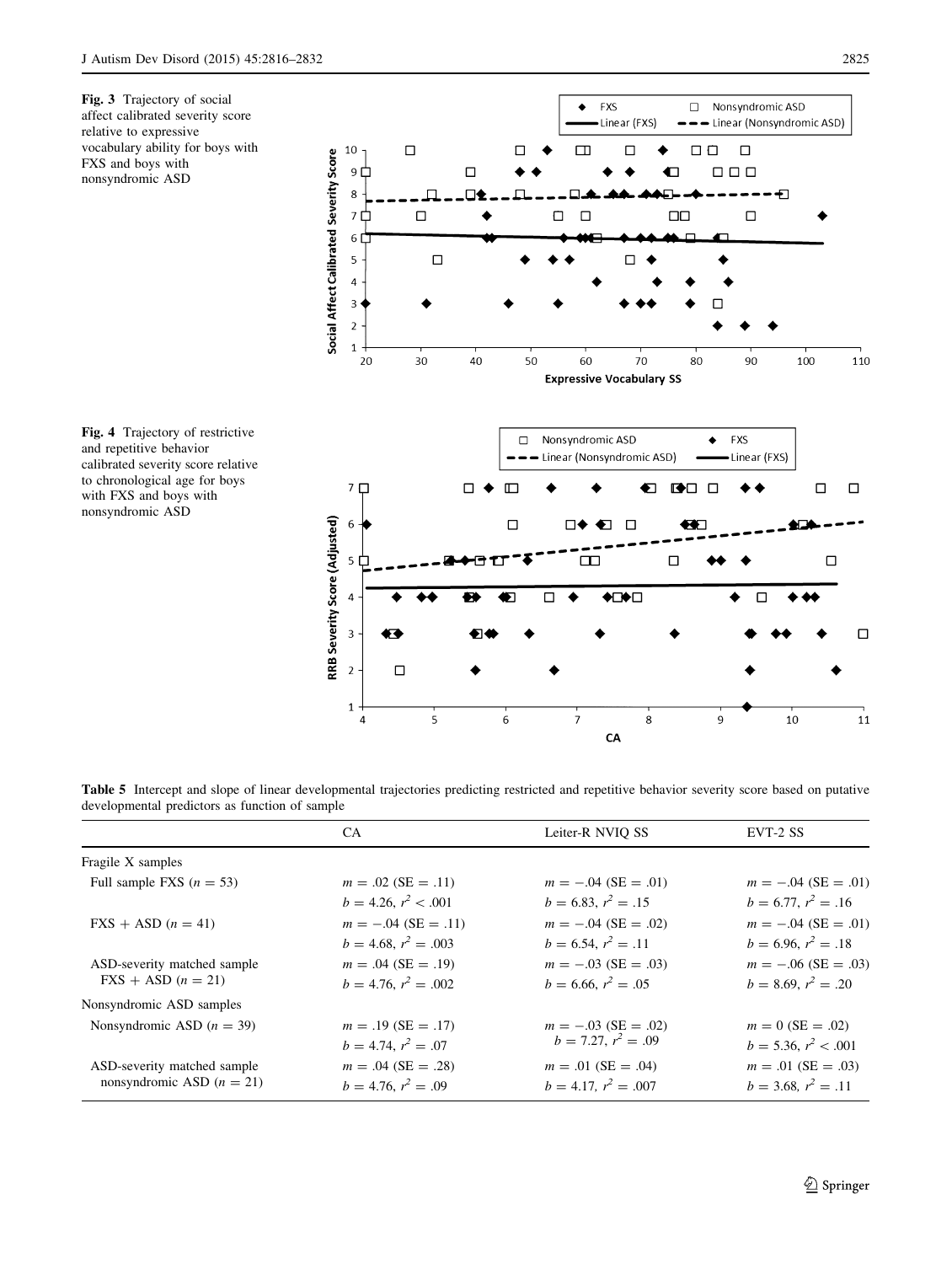**Fig. 3** Trajectory of social affect calibrated severity score relative to expressive vocabulary ability for boys with FXS and boys with nonsyndromic ASD

**Fig. 4** Trajectory of restrictive and repetitive behavior calibrated severity score relative to chronological age for boys with FXS and boys with nonsyndromic ASD

**Table 5** Intercept and slope of linear developmental trajectories predicting restricted and repetitive behavior severity score based on putative developmental predictors as function of sample

| | CA | Leiter-R NVIQ SS | EVT-2 SS |
|---|---|---|---|
| Fragile X samples | | | |
| Full sample FXS ($n = 53$) | $m = .02$ (SE $= .11$) $b = 4.26$, $r^2 < .001$ | $m = -.04$ (SE $= .01$) $b = 6.83$, $r^2 = .15$ | $m = -.04$ (SE $= .01$) $b = 6.77$, $r^2 = .16$ |
| FXS + ASD ($n = 41$) | $m = -.04$ (SE $= .11$) $b = 4.68$, $r^2 = .003$ | $m = -.04$ (SE $= .02$) $b = 6.54$, $r^2 = .11$ | $m = -.04$ (SE $= .01$) $b = 6.96$, $r^2 = .18$ |
| ASD-severity matched sample FXS + ASD ($n = 21$) | $m = .04$ (SE $= .19$) $b = 4.76$, $r^2 = .002$ | $m = -.03$ (SE $= .03$) $b = 6.66$, $r^2 = .05$ | $m = -.06$ (SE $= .03$) $b = 8.69$, $r^2 = .20$ |
| Nonsyndromic ASD samples | | | |
| Nonsyndromic ASD ($n = 39$) | $m = .19$ (SE $= .17$) $b = 4.74$, $r^2 = .07$ | $m = -.03$ (SE $= .02$) $b = 7.27$, $r^2 = .09$ | $m = 0$ (SE $= .02$) $b = 5.36$, $r^2 < .001$ |
| ASD-severity matched sample nonsyndromic ASD ($n = 21$) | $m = .04$ (SE $= .28$) $b = 4.76$, $r^2 = .09$ | $m = .01$ (SE $= .04$) $b = 4.17$, $r^2 = .007$ | $m = .01$ (SE $= .03$) $b = 3.68$, $r^2 = .11$ |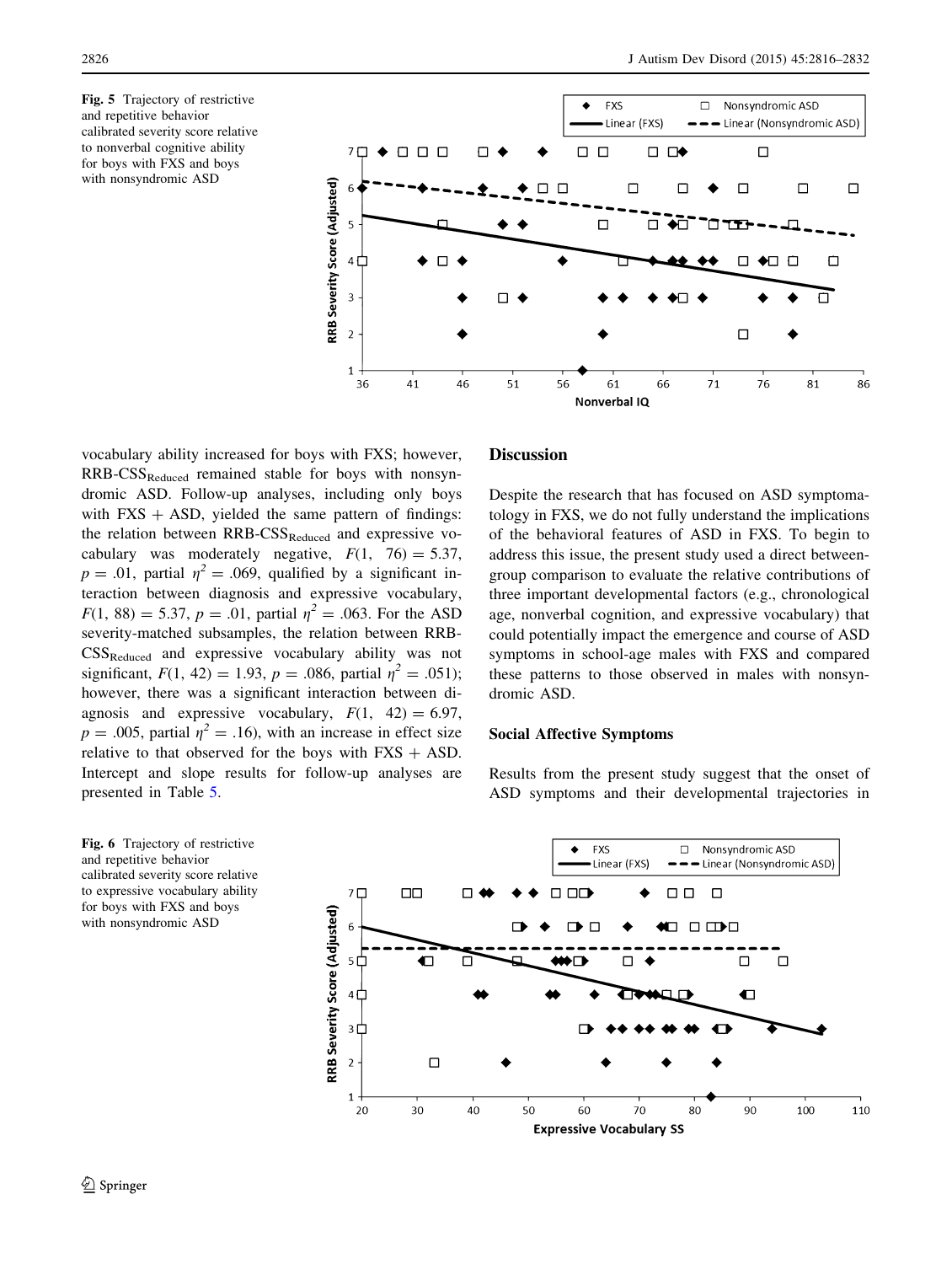Fig. 5 Trajectory of restrictive and repetitive behavior calibrated severity score relative to nonverbal cognitive ability for boys with FXS and boys with nonsyndromic ASD

vocabulary ability increased for boys with FXS; however, $RRB\text{-}CSS_{Reduced}$ remained stable for boys with nonsyndromic ASD. Follow-up analyses, including only boys with FXS + ASD, yielded the same pattern of findings: the relation between $RRB\text{-}CSS_{Reduced}$ and expressive vocabulary was moderately negative, $F(1, 76) = 5.37$, $p = .01$, partial $\eta^2 = .069$, qualified by a significant interaction between diagnosis and expressive vocabulary, $F(1, 88) = 5.37$, $p = .01$, partial $\eta^2 = .063$. For the ASD severity-matched subsamples, the relation between $RRB\text{-}CSS_{Reduced}$ and expressive vocabulary ability was not significant, $F(1, 42) = 1.93$, $p = .086$, partial $\eta^2 = .051$); however, there was a significant interaction between diagnosis and expressive vocabulary, $F(1, 42) = 6.97$, $p = .005$, partial $\eta^2 = .16$), with an increase in effect size relative to that observed for the boys with FXS + ASD. Intercept and slope results for follow-up analyses are presented in Table 5.

## Discussion

Despite the research that has focused on ASD symptomatology in FXS, we do not fully understand the implications of the behavioral features of ASD in FXS. To begin to address this issue, the present study used a direct between-group comparison to evaluate the relative contributions of three important developmental factors (e.g., chronological age, nonverbal cognition, and expressive vocabulary) that could potentially impact the emergence and course of ASD symptoms in school-age males with FXS and compared these patterns to those observed in males with nonsyndromic ASD.

### Social Affective Symptoms

Results from the present study suggest that the onset of ASD symptoms and their developmental trajectories in

Fig. 6 Trajectory of restrictive and repetitive behavior calibrated severity score relative to expressive vocabulary ability for boys with FXS and boys with nonsyndromic ASD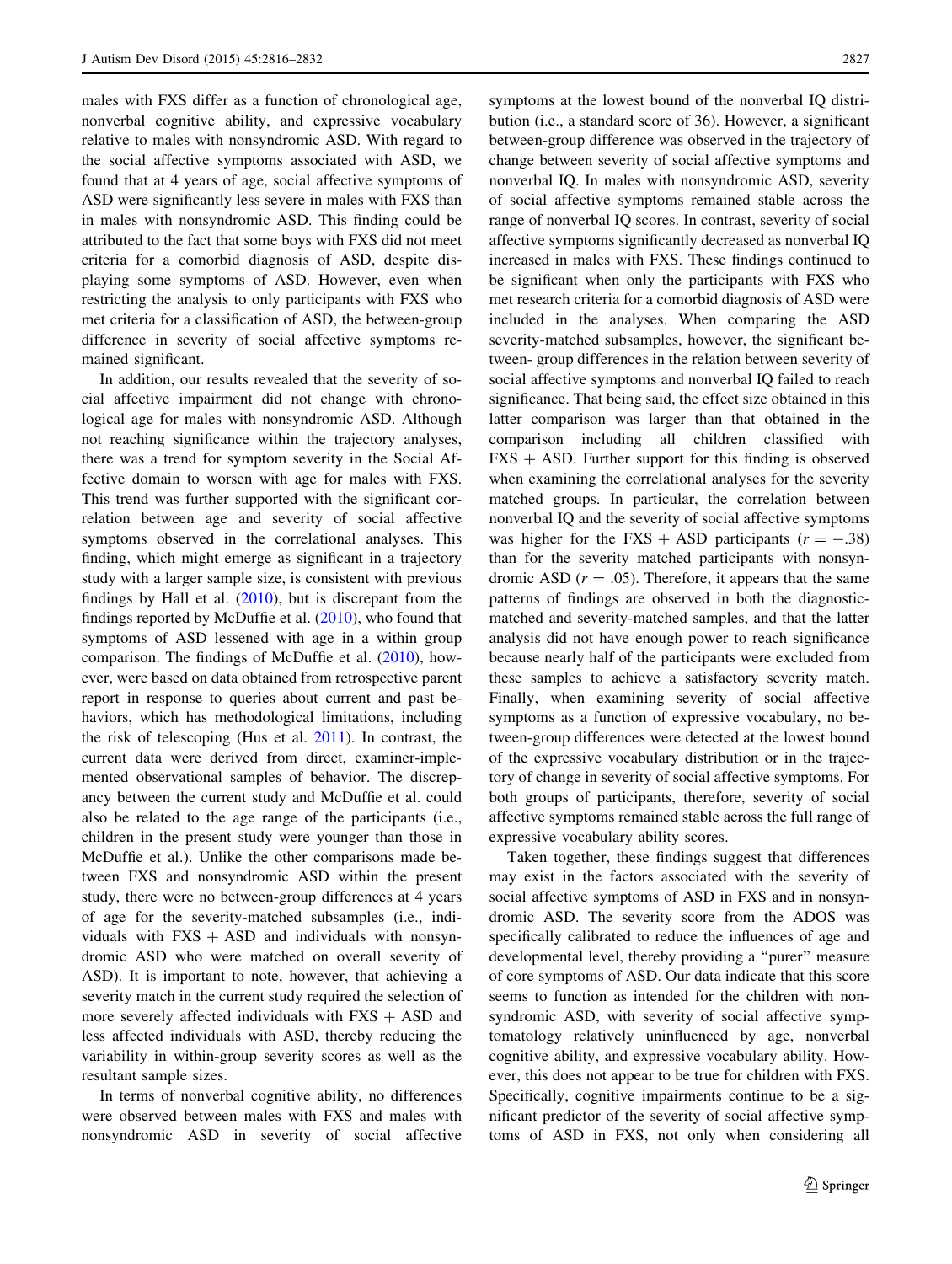males with FXS differ as a function of chronological age, nonverbal cognitive ability, and expressive vocabulary relative to males with nonsyndromic ASD. With regard to the social affective symptoms associated with ASD, we found that at 4 years of age, social affective symptoms of ASD were significantly less severe in males with FXS than in males with nonsyndromic ASD. This finding could be attributed to the fact that some boys with FXS did not meet criteria for a comorbid diagnosis of ASD, despite displaying some symptoms of ASD. However, even when restricting the analysis to only participants with FXS who met criteria for a classification of ASD, the between-group difference in severity of social affective symptoms remained significant.

In addition, our results revealed that the severity of social affective impairment did not change with chronological age for males with nonsyndromic ASD. Although not reaching significance within the trajectory analyses, there was a trend for symptom severity in the Social Affective domain to worsen with age for males with FXS. This trend was further supported with the significant correlation between age and severity of social affective symptoms observed in the correlational analyses. This finding, which might emerge as significant in a trajectory study with a larger sample size, is consistent with previous findings by Hall et al. (2010), but is discrepant from the findings reported by McDuffie et al. (2010), who found that symptoms of ASD lessened with age in a within group comparison. The findings of McDuffie et al. (2010), however, were based on data obtained from retrospective parent report in response to queries about current and past behaviors, which has methodological limitations, including the risk of telescoping (Hus et al. 2011). In contrast, the current data were derived from direct, examiner-implemented observational samples of behavior. The discrepancy between the current study and McDuffie et al. could also be related to the age range of the participants (i.e., children in the present study were younger than those in McDuffie et al.). Unlike the other comparisons made between FXS and nonsyndromic ASD within the present study, there were no between-group differences at 4 years of age for the severity-matched subsamples (i.e., individuals with FXS + ASD and individuals with nonsyndromic ASD who were matched on overall severity of ASD). It is important to note, however, that achieving a severity match in the current study required the selection of more severely affected individuals with FXS + ASD and less affected individuals with ASD, thereby reducing the variability in within-group severity scores as well as the resultant sample sizes.

In terms of nonverbal cognitive ability, no differences were observed between males with FXS and males with nonsyndromic ASD in severity of social affective symptoms at the lowest bound of the nonverbal IQ distribution (i.e., a standard score of 36). However, a significant between-group difference was observed in the trajectory of change between severity of social affective symptoms and nonverbal IQ. In males with nonsyndromic ASD, severity of social affective symptoms remained stable across the range of nonverbal IQ scores. In contrast, severity of social affective symptoms significantly decreased as nonverbal IQ increased in males with FXS. These findings continued to be significant when only the participants with FXS who met research criteria for a comorbid diagnosis of ASD were included in the analyses. When comparing the ASD severity-matched subsamples, however, the significant between- group differences in the relation between severity of social affective symptoms and nonverbal IQ failed to reach significance. That being said, the effect size obtained in this latter comparison was larger than that obtained in the comparison including all children classified with FXS + ASD. Further support for this finding is observed when examining the correlational analyses for the severity matched groups. In particular, the correlation between nonverbal IQ and the severity of social affective symptoms was higher for the FXS + ASD participants ($r = -.38$) than for the severity matched participants with nonsyndromic ASD ($r = .05$). Therefore, it appears that the same patterns of findings are observed in both the diagnostic-matched and severity-matched samples, and that the latter analysis did not have enough power to reach significance because nearly half of the participants were excluded from these samples to achieve a satisfactory severity match. Finally, when examining severity of social affective symptoms as a function of expressive vocabulary, no between-group differences were detected at the lowest bound of the expressive vocabulary distribution or in the trajectory of change in severity of social affective symptoms. For both groups of participants, therefore, severity of social affective symptoms remained stable across the full range of expressive vocabulary ability scores.

Taken together, these findings suggest that differences may exist in the factors associated with the severity of social affective symptoms of ASD in FXS and in nonsyndromic ASD. The severity score from the ADOS was specifically calibrated to reduce the influences of age and developmental level, thereby providing a "purer" measure of core symptoms of ASD. Our data indicate that this score seems to function as intended for the children with nonsyndromic ASD, with severity of social affective symptomatology relatively uninfluenced by age, nonverbal cognitive ability, and expressive vocabulary ability. However, this does not appear to be true for children with FXS. Specifically, cognitive impairments continue to be a significant predictor of the severity of social affective symptoms of ASD in FXS, not only when considering all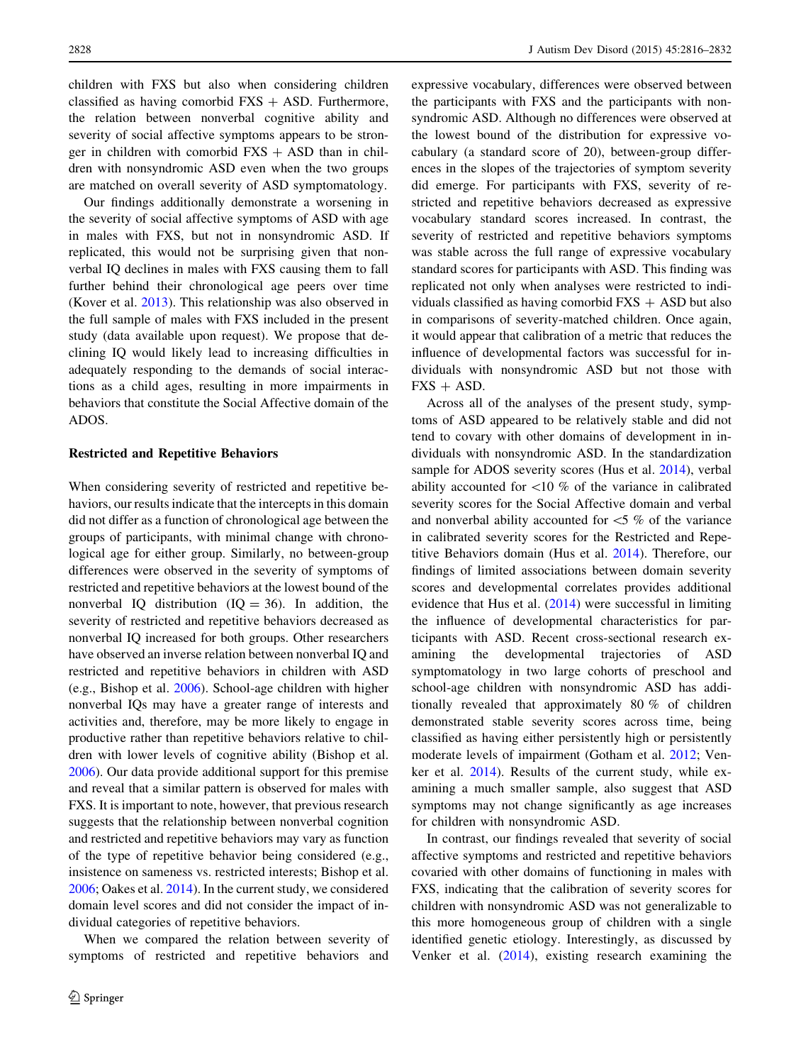children with FXS but also when considering children classified as having comorbid FXS + ASD. Furthermore, the relation between nonverbal cognitive ability and severity of social affective symptoms appears to be stronger in children with comorbid FXS + ASD than in children with nonsyndromic ASD even when the two groups are matched on overall severity of ASD symptomatology.

Our findings additionally demonstrate a worsening in the severity of social affective symptoms of ASD with age in males with FXS, but not in nonsyndromic ASD. If replicated, this would not be surprising given that nonverbal IQ declines in males with FXS causing them to fall further behind their chronological age peers over time (Kover et al. 2013). This relationship was also observed in the full sample of males with FXS included in the present study (data available upon request). We propose that declining IQ would likely lead to increasing difficulties in adequately responding to the demands of social interactions as a child ages, resulting in more impairments in behaviors that constitute the Social Affective domain of the ADOS.

### Restricted and Repetitive Behaviors

When considering severity of restricted and repetitive behaviors, our results indicate that the intercepts in this domain did not differ as a function of chronological age between the groups of participants, with minimal change with chronological age for either group. Similarly, no between-group differences were observed in the severity of symptoms of restricted and repetitive behaviors at the lowest bound of the nonverbal IQ distribution (IQ = 36). In addition, the severity of restricted and repetitive behaviors decreased as nonverbal IQ increased for both groups. Other researchers have observed an inverse relation between nonverbal IQ and restricted and repetitive behaviors in children with ASD (e.g., Bishop et al. 2006). School-age children with higher nonverbal IQs may have a greater range of interests and activities and, therefore, may be more likely to engage in productive rather than repetitive behaviors relative to children with lower levels of cognitive ability (Bishop et al. 2006). Our data provide additional support for this premise and reveal that a similar pattern is observed for males with FXS. It is important to note, however, that previous research suggests that the relationship between nonverbal cognition and restricted and repetitive behaviors may vary as function of the type of repetitive behavior being considered (e.g., insistence on sameness vs. restricted interests; Bishop et al. 2006; Oakes et al. 2014). In the current study, we considered domain level scores and did not consider the impact of individual categories of repetitive behaviors.

When we compared the relation between severity of symptoms of restricted and repetitive behaviors and expressive vocabulary, differences were observed between the participants with FXS and the participants with nonsyndromic ASD. Although no differences were observed at the lowest bound of the distribution for expressive vocabulary (a standard score of 20), between-group differences in the slopes of the trajectories of symptom severity did emerge. For participants with FXS, severity of restricted and repetitive behaviors decreased as expressive vocabulary standard scores increased. In contrast, the severity of restricted and repetitive behaviors symptoms was stable across the full range of expressive vocabulary standard scores for participants with ASD. This finding was replicated not only when analyses were restricted to individuals classified as having comorbid FXS + ASD but also in comparisons of severity-matched children. Once again, it would appear that calibration of a metric that reduces the influence of developmental factors was successful for individuals with nonsyndromic ASD but not those with FXS + ASD.

Across all of the analyses of the present study, symptoms of ASD appeared to be relatively stable and did not tend to covary with other domains of development in individuals with nonsyndromic ASD. In the standardization sample for ADOS severity scores (Hus et al. 2014), verbal ability accounted for <10 % of the variance in calibrated severity scores for the Social Affective domain and verbal and nonverbal ability accounted for <5 % of the variance in calibrated severity scores for the Restricted and Repetitive Behaviors domain (Hus et al. 2014). Therefore, our findings of limited associations between domain severity scores and developmental correlates provides additional evidence that Hus et al. (2014) were successful in limiting the influence of developmental characteristics for participants with ASD. Recent cross-sectional research examining the developmental trajectories of ASD symptomatology in two large cohorts of preschool and school-age children with nonsyndromic ASD has additionally revealed that approximately 80 % of children demonstrated stable severity scores across time, being classified as having either persistently high or persistently moderate levels of impairment (Gotham et al. 2012; Venker et al. 2014). Results of the current study, while examining a much smaller sample, also suggest that ASD symptoms may not change significantly as age increases for children with nonsyndromic ASD.

In contrast, our findings revealed that severity of social affective symptoms and restricted and repetitive behaviors covaried with other domains of functioning in males with FXS, indicating that the calibration of severity scores for children with nonsyndromic ASD was not generalizable to this more homogeneous group of children with a single identified genetic etiology. Interestingly, as discussed by Venker et al. (2014), existing research examining the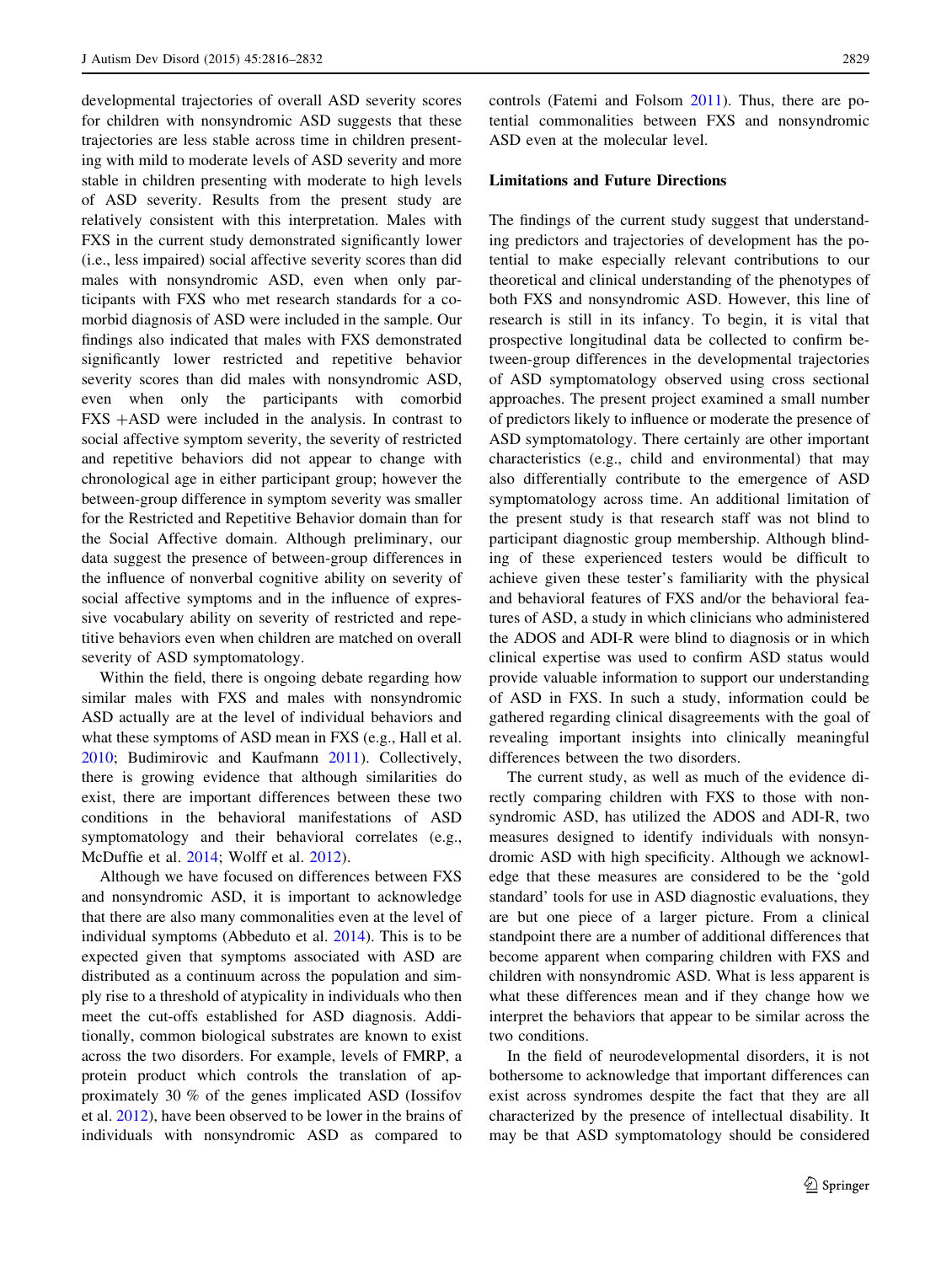developmental trajectories of overall ASD severity scores for children with nonsyndromic ASD suggests that these trajectories are less stable across time in children presenting with mild to moderate levels of ASD severity and more stable in children presenting with moderate to high levels of ASD severity. Results from the present study are relatively consistent with this interpretation. Males with FXS in the current study demonstrated significantly lower (i.e., less impaired) social affective severity scores than did males with nonsyndromic ASD, even when only participants with FXS who met research standards for a comorbid diagnosis of ASD were included in the sample. Our findings also indicated that males with FXS demonstrated significantly lower restricted and repetitive behavior severity scores than did males with nonsyndromic ASD, even when only the participants with comorbid FXS +ASD were included in the analysis. In contrast to social affective symptom severity, the severity of restricted and repetitive behaviors did not appear to change with chronological age in either participant group; however the between-group difference in symptom severity was smaller for the Restricted and Repetitive Behavior domain than for the Social Affective domain. Although preliminary, our data suggest the presence of between-group differences in the influence of nonverbal cognitive ability on severity of social affective symptoms and in the influence of expressive vocabulary ability on severity of restricted and repetitive behaviors even when children are matched on overall severity of ASD symptomatology.

Within the field, there is ongoing debate regarding how similar males with FXS and males with nonsyndromic ASD actually are at the level of individual behaviors and what these symptoms of ASD mean in FXS (e.g., Hall et al. 2010; Budimirovic and Kaufmann 2011). Collectively, there is growing evidence that although similarities do exist, there are important differences between these two conditions in the behavioral manifestations of ASD symptomatology and their behavioral correlates (e.g., McDuffie et al. 2014; Wolff et al. 2012).

Although we have focused on differences between FXS and nonsyndromic ASD, it is important to acknowledge that there are also many commonalities even at the level of individual symptoms (Abbeduto et al. 2014). This is to be expected given that symptoms associated with ASD are distributed as a continuum across the population and simply rise to a threshold of atypicality in individuals who then meet the cut-offs established for ASD diagnosis. Additionally, common biological substrates are known to exist across the two disorders. For example, levels of FMRP, a protein product which controls the translation of approximately 30 % of the genes implicated ASD (Iossifov et al. 2012), have been observed to be lower in the brains of individuals with nonsyndromic ASD as compared to controls (Fatemi and Folsom 2011). Thus, there are potential commonalities between FXS and nonsyndromic ASD even at the molecular level.

## Limitations and Future Directions

The findings of the current study suggest that understanding predictors and trajectories of development has the potential to make especially relevant contributions to our theoretical and clinical understanding of the phenotypes of both FXS and nonsyndromic ASD. However, this line of research is still in its infancy. To begin, it is vital that prospective longitudinal data be collected to confirm between-group differences in the developmental trajectories of ASD symptomatology observed using cross sectional approaches. The present project examined a small number of predictors likely to influence or moderate the presence of ASD symptomatology. There certainly are other important characteristics (e.g., child and environmental) that may also differentially contribute to the emergence of ASD symptomatology across time. An additional limitation of the present study is that research staff was not blind to participant diagnostic group membership. Although blinding of these experienced testers would be difficult to achieve given these tester's familiarity with the physical and behavioral features of FXS and/or the behavioral features of ASD, a study in which clinicians who administered the ADOS and ADI-R were blind to diagnosis or in which clinical expertise was used to confirm ASD status would provide valuable information to support our understanding of ASD in FXS. In such a study, information could be gathered regarding clinical disagreements with the goal of revealing important insights into clinically meaningful differences between the two disorders.

The current study, as well as much of the evidence directly comparing children with FXS to those with nonsyndromic ASD, has utilized the ADOS and ADI-R, two measures designed to identify individuals with nonsyndromic ASD with high specificity. Although we acknowledge that these measures are considered to be the 'gold standard' tools for use in ASD diagnostic evaluations, they are but one piece of a larger picture. From a clinical standpoint there are a number of additional differences that become apparent when comparing children with FXS and children with nonsyndromic ASD. What is less apparent is what these differences mean and if they change how we interpret the behaviors that appear to be similar across the two conditions.

In the field of neurodevelopmental disorders, it is not bothersome to acknowledge that important differences can exist across syndromes despite the fact that they are all characterized by the presence of intellectual disability. It may be that ASD symptomatology should be considered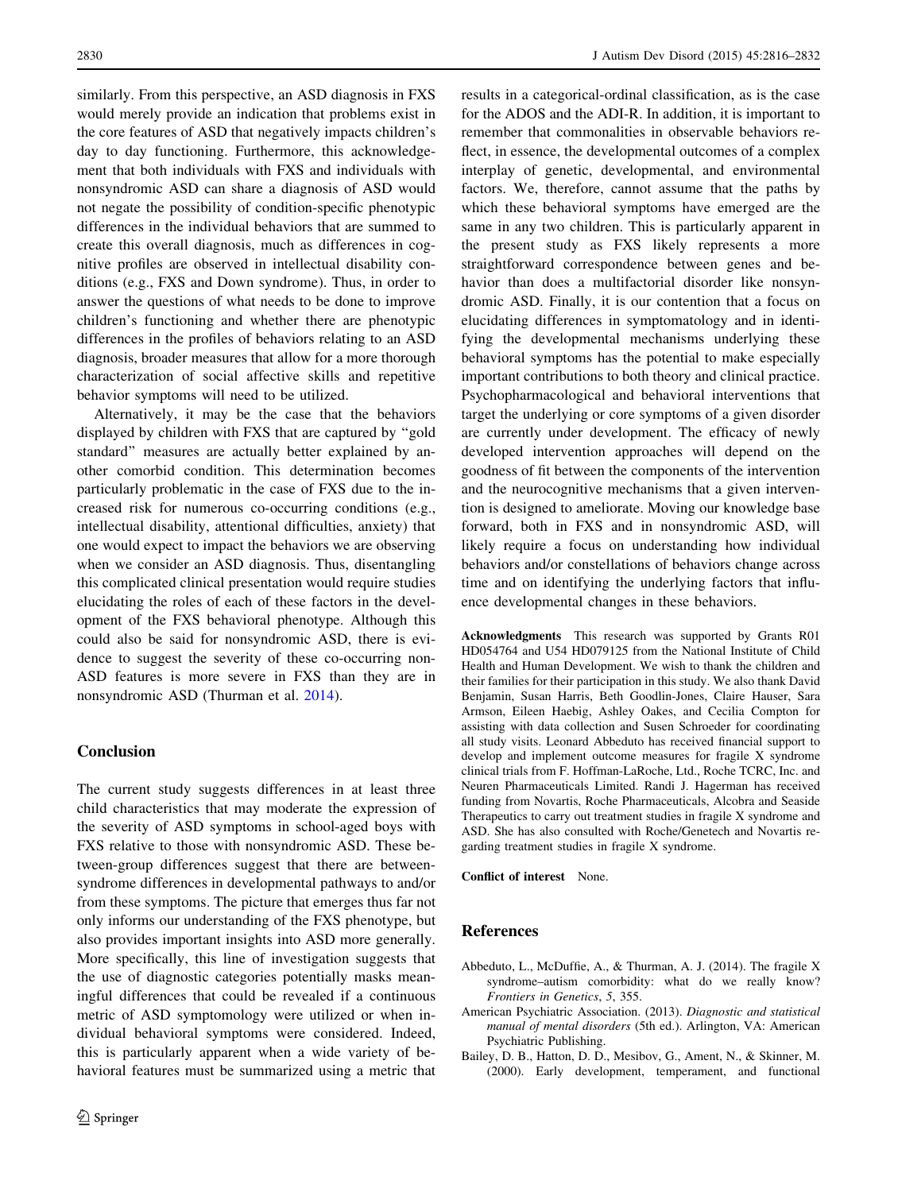similarly. From this perspective, an ASD diagnosis in FXS would merely provide an indication that problems exist in the core features of ASD that negatively impacts children's day to day functioning. Furthermore, this acknowledgement that both individuals with FXS and individuals with nonsyndromic ASD can share a diagnosis of ASD would not negate the possibility of condition-specific phenotypic differences in the individual behaviors that are summed to create this overall diagnosis, much as differences in cognitive profiles are observed in intellectual disability conditions (e.g., FXS and Down syndrome). Thus, in order to answer the questions of what needs to be done to improve children's functioning and whether there are phenotypic differences in the profiles of behaviors relating to an ASD diagnosis, broader measures that allow for a more thorough characterization of social affective skills and repetitive behavior symptoms will need to be utilized.

Alternatively, it may be the case that the behaviors displayed by children with FXS that are captured by "gold standard" measures are actually better explained by another comorbid condition. This determination becomes particularly problematic in the case of FXS due to the increased risk for numerous co-occurring conditions (e.g., intellectual disability, attentional difficulties, anxiety) that one would expect to impact the behaviors we are observing when we consider an ASD diagnosis. Thus, disentangling this complicated clinical presentation would require studies elucidating the roles of each of these factors in the development of the FXS behavioral phenotype. Although this could also be said for nonsyndromic ASD, there is evidence to suggest the severity of these co-occurring non-ASD features is more severe in FXS than they are in nonsyndromic ASD (Thurman et al. 2014).

## Conclusion

The current study suggests differences in at least three child characteristics that may moderate the expression of the severity of ASD symptoms in school-aged boys with FXS relative to those with nonsyndromic ASD. These between-group differences suggest that there are between-syndrome differences in developmental pathways to and/or from these symptoms. The picture that emerges thus far not only informs our understanding of the FXS phenotype, but also provides important insights into ASD more generally. More specifically, this line of investigation suggests that the use of diagnostic categories potentially masks meaningful differences that could be revealed if a continuous metric of ASD symptomology were utilized or when individual behavioral symptoms were considered. Indeed, this is particularly apparent when a wide variety of behavioral features must be summarized using a metric that results in a categorical-ordinal classification, as is the case for the ADOS and the ADI-R. In addition, it is important to remember that commonalities in observable behaviors reflect, in essence, the developmental outcomes of a complex interplay of genetic, developmental, and environmental factors. We, therefore, cannot assume that the paths by which these behavioral symptoms have emerged are the same in any two children. This is particularly apparent in the present study as FXS likely represents a more straightforward correspondence between genes and behavior than does a multifactorial disorder like nonsyndromic ASD. Finally, it is our contention that a focus on elucidating differences in symptomatology and in identifying the developmental mechanisms underlying these behavioral symptoms has the potential to make especially important contributions to both theory and clinical practice. Psychopharmacological and behavioral interventions that target the underlying or core symptoms of a given disorder are currently under development. The efficacy of newly developed intervention approaches will depend on the goodness of fit between the components of the intervention and the neurocognitive mechanisms that a given intervention is designed to ameliorate. Moving our knowledge base forward, both in FXS and in nonsyndromic ASD, will likely require a focus on understanding how individual behaviors and/or constellations of behaviors change across time and on identifying the underlying factors that influence developmental changes in these behaviors.

**Acknowledgments** This research was supported by Grants R01 HD054764 and U54 HD079125 from the National Institute of Child Health and Human Development. We wish to thank the children and their families for their participation in this study. We also thank David Benjamin, Susan Harris, Beth Goodlin-Jones, Claire Hauser, Sara Armson, Eileen Haebig, Ashley Oakes, and Cecilia Compton for assisting with data collection and Susen Schroeder for coordinating all study visits. Leonard Abbeduto has received financial support to develop and implement outcome measures for fragile X syndrome clinical trials from F. Hoffman-LaRoche, Ltd., Roche TCRC, Inc. and Neuren Pharmaceuticals Limited. Randi J. Hagerman has received funding from Novartis, Roche Pharmaceuticals, Alcobra and Seaside Therapeutics to carry out treatment studies in fragile X syndrome and ASD. She has also consulted with Roche/Genetech and Novartis regarding treatment studies in fragile X syndrome.

**Conflict of interest** None.

## References

Abbeduto, L., McDuffie, A., & Thurman, A. J. (2014). The fragile X syndrome–autism comorbidity: what do we really know? *Frontiers in Genetics*, *5*, 355.

American Psychiatric Association. (2013). *Diagnostic and statistical manual of mental disorders* (5th ed.). Arlington, VA: American Psychiatric Publishing.

Bailey, D. B., Hatton, D. D., Mesibov, G., Ament, N., & Skinner, M. (2000). Early development, temperament, and functional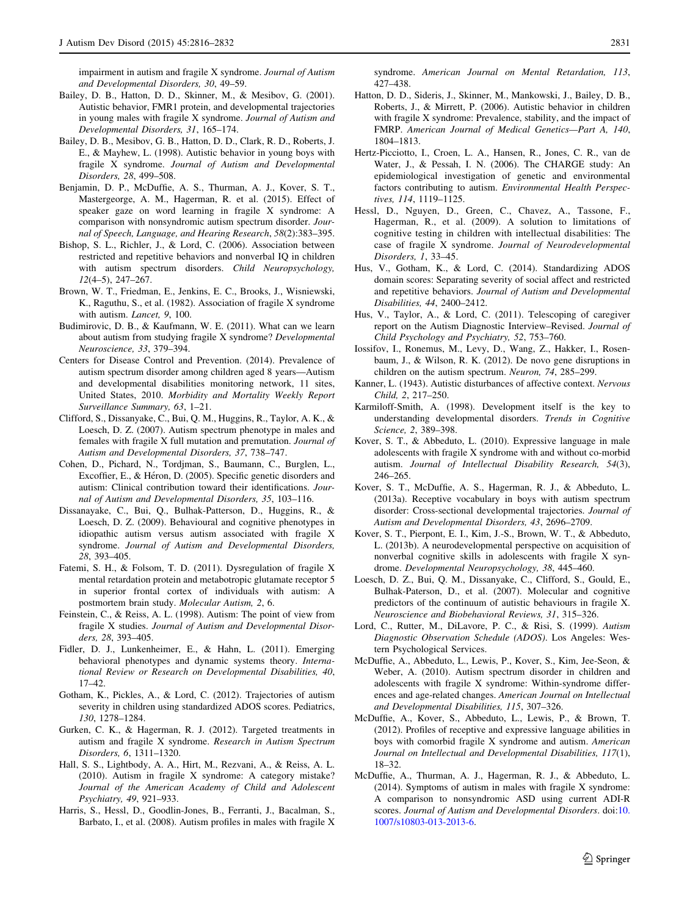impairment in autism and fragile X syndrome. *Journal of Autism and Developmental Disorders, 30*, 49–59.

Bailey, D. B., Hatton, D. D., Skinner, M., & Mesibov, G. (2001). Autistic behavior, FMR1 protein, and developmental trajectories in young males with fragile X syndrome. *Journal of Autism and Developmental Disorders, 31*, 165–174.

Bailey, D. B., Mesibov, G. B., Hatton, D. D., Clark, R. D., Roberts, J. E., & Mayhew, L. (1998). Autistic behavior in young boys with fragile X syndrome. *Journal of Autism and Developmental Disorders, 28*, 499–508.

Benjamin, D. P., McDuffie, A. S., Thurman, A. J., Kover, S. T., Mastergeorge, A. M., Hagerman, R. et al. (2015). Effect of speaker gaze on word learning in fragile X syndrome: A comparison with nonsyndromic autism spectrum disorder. *Journal of Speech, Language, and Hearing Research*, *58*(2):383–395.

Bishop, S. L., Richler, J., & Lord, C. (2006). Association between restricted and repetitive behaviors and nonverbal IQ in children with autism spectrum disorders. *Child Neuropsychology, 12*(4–5), 247–267.

Brown, W. T., Friedman, E., Jenkins, E. C., Brooks, J., Wisniewski, K., Raguthu, S., et al. (1982). Association of fragile X syndrome with autism. *Lancet, 9*, 100.

Budimirovic, D. B., & Kaufmann, W. E. (2011). What can we learn about autism from studying fragile X syndrome? *Developmental Neuroscience, 33*, 379–394.

Centers for Disease Control and Prevention. (2014). Prevalence of autism spectrum disorder among children aged 8 years—Autism and developmental disabilities monitoring network, 11 sites, United States, 2010. *Morbidity and Mortality Weekly Report Surveillance Summary, 63*, 1–21.

Clifford, S., Dissanyake, C., Bui, Q. M., Huggins, R., Taylor, A. K., & Loesch, D. Z. (2007). Autism spectrum phenotype in males and females with fragile X full mutation and premutation. *Journal of Autism and Developmental Disorders, 37*, 738–747.

Cohen, D., Pichard, N., Tordjman, S., Baumann, C., Burglen, L., Excoffier, E., & Héron, D. (2005). Specific genetic disorders and autism: Clinical contribution toward their identifications. *Journal of Autism and Developmental Disorders, 35*, 103–116.

Dissanayake, C., Bui, Q., Bulhak-Patterson, D., Huggins, R., & Loesch, D. Z. (2009). Behavioural and cognitive phenotypes in idiopathic autism versus autism associated with fragile X syndrome. *Journal of Autism and Developmental Disorders, 28*, 393–405.

Fatemi, S. H., & Folsom, T. D. (2011). Dysregulation of fragile X mental retardation protein and metabotropic glutamate receptor 5 in superior frontal cortex of individuals with autism: A postmortem brain study. *Molecular Autism, 2*, 6.

Feinstein, C., & Reiss, A. L. (1998). Autism: The point of view from fragile X studies. *Journal of Autism and Developmental Disorders, 28*, 393–405.

Fidler, D. J., Lunkenheimer, E., & Hahn, L. (2011). Emerging behavioral phenotypes and dynamic systems theory. *International Review or Research on Developmental Disabilities, 40*, 17–42.

Gotham, K., Pickles, A., & Lord, C. (2012). Trajectories of autism severity in children using standardized ADOS scores. Pediatrics, *130*, 1278–1284.

Gurken, C. K., & Hagerman, R. J. (2012). Targeted treatments in autism and fragile X syndrome. *Research in Autism Spectrum Disorders, 6*, 1311–1320.

Hall, S. S., Lightbody, A. A., Hirt, M., Rezvani, A., & Reiss, A. L. (2010). Autism in fragile X syndrome: A category mistake? *Journal of the American Academy of Child and Adolescent Psychiatry, 49*, 921–933.

Harris, S., Hessl, D., Goodlin-Jones, B., Ferranti, J., Bacalman, S., Barbato, I., et al. (2008). Autism profiles in males with fragile X syndrome. *American Journal on Mental Retardation, 113*, 427–438.

Hatton, D. D., Sideris, J., Skinner, M., Mankowski, J., Bailey, D. B., Roberts, J., & Mirrett, P. (2006). Autistic behavior in children with fragile X syndrome: Prevalence, stability, and the impact of FMRP. *American Journal of Medical Genetics—Part A, 140*, 1804–1813.

Hertz-Picciotto, I., Croen, L. A., Hansen, R., Jones, C. R., van de Water, J., & Pessah, I. N. (2006). The CHARGE study: An epidemiological investigation of genetic and environmental factors contributing to autism. *Environmental Health Perspectives, 114*, 1119–1125.

Hessl, D., Nguyen, D., Green, C., Chavez, A., Tassone, F., Hagerman, R., et al. (2009). A solution to limitations of cognitive testing in children with intellectual disabilities: The case of fragile X syndrome. *Journal of Neurodevelopmental Disorders, 1*, 33–45.

Hus, V., Gotham, K., & Lord, C. (2014). Standardizing ADOS domain scores: Separating severity of social affect and restricted and repetitive behaviors. *Journal of Autism and Developmental Disabilities, 44*, 2400–2412.

Hus, V., Taylor, A., & Lord, C. (2011). Telescoping of caregiver report on the Autism Diagnostic Interview–Revised. *Journal of Child Psychology and Psychiatry, 52*, 753–760.

Iossifov, I., Ronemus, M., Levy, D., Wang, Z., Hakker, I., Rosenbaum, J., & Wilson, R. K. (2012). De novo gene disruptions in children on the autism spectrum. *Neuron, 74*, 285–299.

Kanner, L. (1943). Autistic disturbances of affective context. *Nervous Child, 2*, 217–250.

Karmiloff-Smith, A. (1998). Development itself is the key to understanding developmental disorders. *Trends in Cognitive Science, 2*, 389–398.

Kover, S. T., & Abbeduto, L. (2010). Expressive language in male adolescents with fragile X syndrome with and without co-morbid autism. *Journal of Intellectual Disability Research, 54*(3), 246–265.

Kover, S. T., McDuffie, A. S., Hagerman, R. J., & Abbeduto, L. (2013a). Receptive vocabulary in boys with autism spectrum disorder: Cross-sectional developmental trajectories. *Journal of Autism and Developmental Disorders, 43*, 2696–2709.

Kover, S. T., Pierpont, E. I., Kim, J.-S., Brown, W. T., & Abbeduto, L. (2013b). A neurodevelopmental perspective on acquisition of nonverbal cognitive skills in adolescents with fragile X syndrome. *Developmental Neuropsychology, 38*, 445–460.

Loesch, D. Z., Bui, Q. M., Dissanyake, C., Clifford, S., Gould, E., Bulhak-Paterson, D., et al. (2007). Molecular and cognitive predictors of the continuum of autistic behaviours in fragile X. *Neuroscience and Biobehavioral Reviews, 31*, 315–326.

Lord, C., Rutter, M., DiLavore, P. C., & Risi, S. (1999). *Autism Diagnostic Observation Schedule (ADOS)*. Los Angeles: Western Psychological Services.

McDuffie, A., Abbeduto, L., Lewis, P., Kover, S., Kim, Jee-Seon, & Weber, A. (2010). Autism spectrum disorder in children and adolescents with fragile X syndrome: Within-syndrome differences and age-related changes. *American Journal on Intellectual and Developmental Disabilities, 115*, 307–326.

McDuffie, A., Kover, S., Abbeduto, L., Lewis, P., & Brown, T. (2012). Profiles of receptive and expressive language abilities in boys with comorbid fragile X syndrome and autism. *American Journal on Intellectual and Developmental Disabilities, 117*(1), 18–32.

McDuffie, A., Thurman, A. J., Hagerman, R. J., & Abbeduto, L. (2014). Symptoms of autism in males with fragile X syndrome: A comparison to nonsyndromic ASD using current ADI-R scores. *Journal of Autism and Developmental Disorders*. doi:10.1007/s10803-013-2013-6.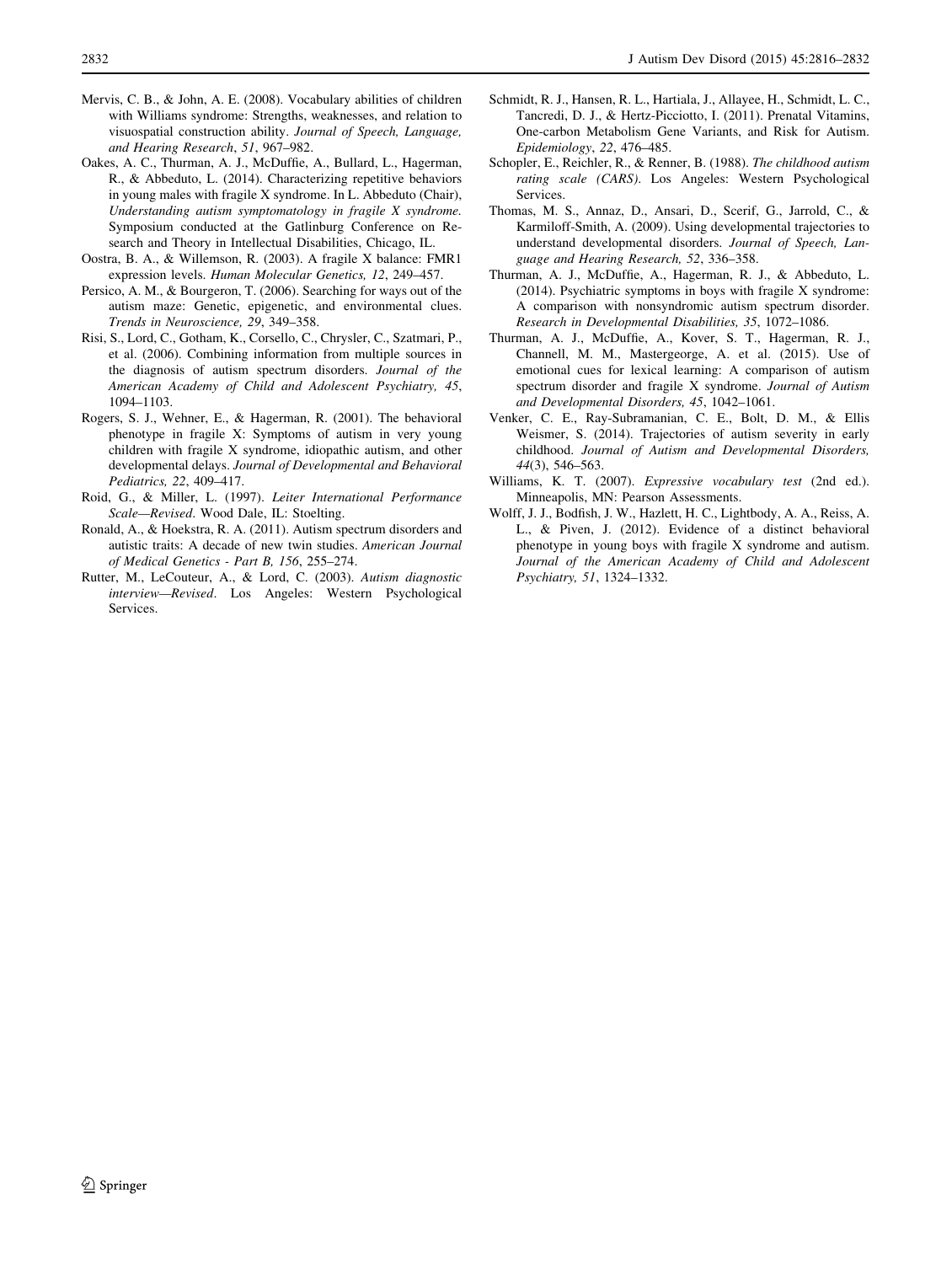Mervis, C. B., & John, A. E. (2008). Vocabulary abilities of children with Williams syndrome: Strengths, weaknesses, and relation to visuospatial construction ability. *Journal of Speech, Language, and Hearing Research*, *51*, 967–982.

Oakes, A. C., Thurman, A. J., McDuffie, A., Bullard, L., Hagerman, R., & Abbeduto, L. (2014). Characterizing repetitive behaviors in young males with fragile X syndrome. In L. Abbeduto (Chair), *Understanding autism symptomatology in fragile X syndrome.* Symposium conducted at the Gatlinburg Conference on Research and Theory in Intellectual Disabilities, Chicago, IL.

Oostra, B. A., & Willemson, R. (2003). A fragile X balance: FMR1 expression levels. *Human Molecular Genetics, 12*, 249–457.

Persico, A. M., & Bourgeron, T. (2006). Searching for ways out of the autism maze: Genetic, epigenetic, and environmental clues. *Trends in Neuroscience, 29*, 349–358.

Risi, S., Lord, C., Gotham, K., Corsello, C., Chrysler, C., Szatmari, P., et al. (2006). Combining information from multiple sources in the diagnosis of autism spectrum disorders. *Journal of the American Academy of Child and Adolescent Psychiatry, 45*, 1094–1103.

Rogers, S. J., Wehner, E., & Hagerman, R. (2001). The behavioral phenotype in fragile X: Symptoms of autism in very young children with fragile X syndrome, idiopathic autism, and other developmental delays. *Journal of Developmental and Behavioral Pediatrics, 22*, 409–417.

Roid, G., & Miller, L. (1997). *Leiter International Performance Scale—Revised*. Wood Dale, IL: Stoelting.

Ronald, A., & Hoekstra, R. A. (2011). Autism spectrum disorders and autistic traits: A decade of new twin studies. *American Journal of Medical Genetics - Part B, 156*, 255–274.

Rutter, M., LeCouteur, A., & Lord, C. (2003). *Autism diagnostic interview—Revised*. Los Angeles: Western Psychological Services.

Schmidt, R. J., Hansen, R. L., Hartiala, J., Allayee, H., Schmidt, L. C., Tancredi, D. J., & Hertz-Picciotto, I. (2011). Prenatal Vitamins, One-carbon Metabolism Gene Variants, and Risk for Autism. *Epidemiology*, *22*, 476–485.

Schopler, E., Reichler, R., & Renner, B. (1988). *The childhood autism rating scale (CARS)*. Los Angeles: Western Psychological Services.

Thomas, M. S., Annaz, D., Ansari, D., Scerif, G., Jarrold, C., & Karmiloff-Smith, A. (2009). Using developmental trajectories to understand developmental disorders. *Journal of Speech, Language and Hearing Research, 52*, 336–358.

Thurman, A. J., McDuffie, A., Hagerman, R. J., & Abbeduto, L. (2014). Psychiatric symptoms in boys with fragile X syndrome: A comparison with nonsyndromic autism spectrum disorder. *Research in Developmental Disabilities, 35*, 1072–1086.

Thurman, A. J., McDuffie, A., Kover, S. T., Hagerman, R. J., Channell, M. M., Mastergeorge, A. et al. (2015). Use of emotional cues for lexical learning: A comparison of autism spectrum disorder and fragile X syndrome. *Journal of Autism and Developmental Disorders, 45*, 1042–1061.

Venker, C. E., Ray-Subramanian, C. E., Bolt, D. M., & Ellis Weismer, S. (2014). Trajectories of autism severity in early childhood. *Journal of Autism and Developmental Disorders, 44*(3), 546–563.

Williams, K. T. (2007). *Expressive vocabulary test* (2nd ed.). Minneapolis, MN: Pearson Assessments.

Wolff, J. J., Bodfish, J. W., Hazlett, H. C., Lightbody, A. A., Reiss, A. L., & Piven, J. (2012). Evidence of a distinct behavioral phenotype in young boys with fragile X syndrome and autism. *Journal of the American Academy of Child and Adolescent Psychiatry, 51*, 1324–1332.